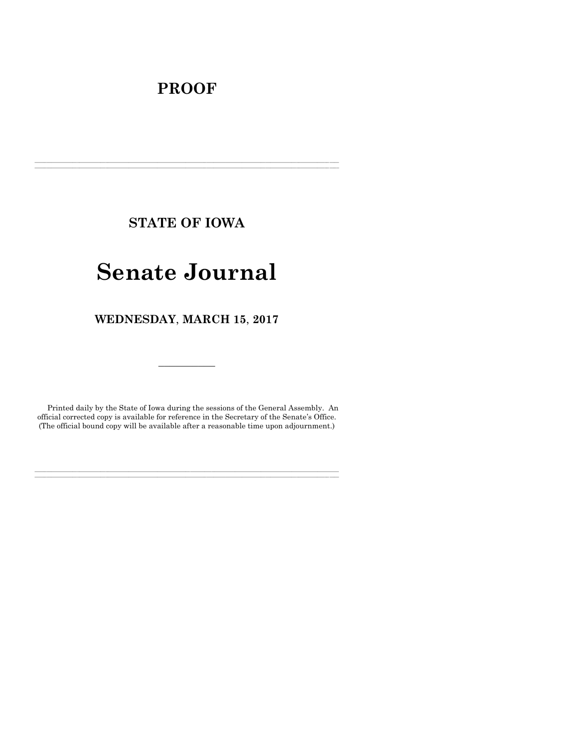# PROOF

---

## STATE OF IOWA

# Senate Journal

## WEDNESDAY, MARCH 15, 2017

---

Printed daily by the State of Iowa during the sessions of the General Assembly. An official corrected copy is available for reference in the Secretary of the Senate's Office. (The official bound copy will be available after a reasonable time upon adjournment.)

---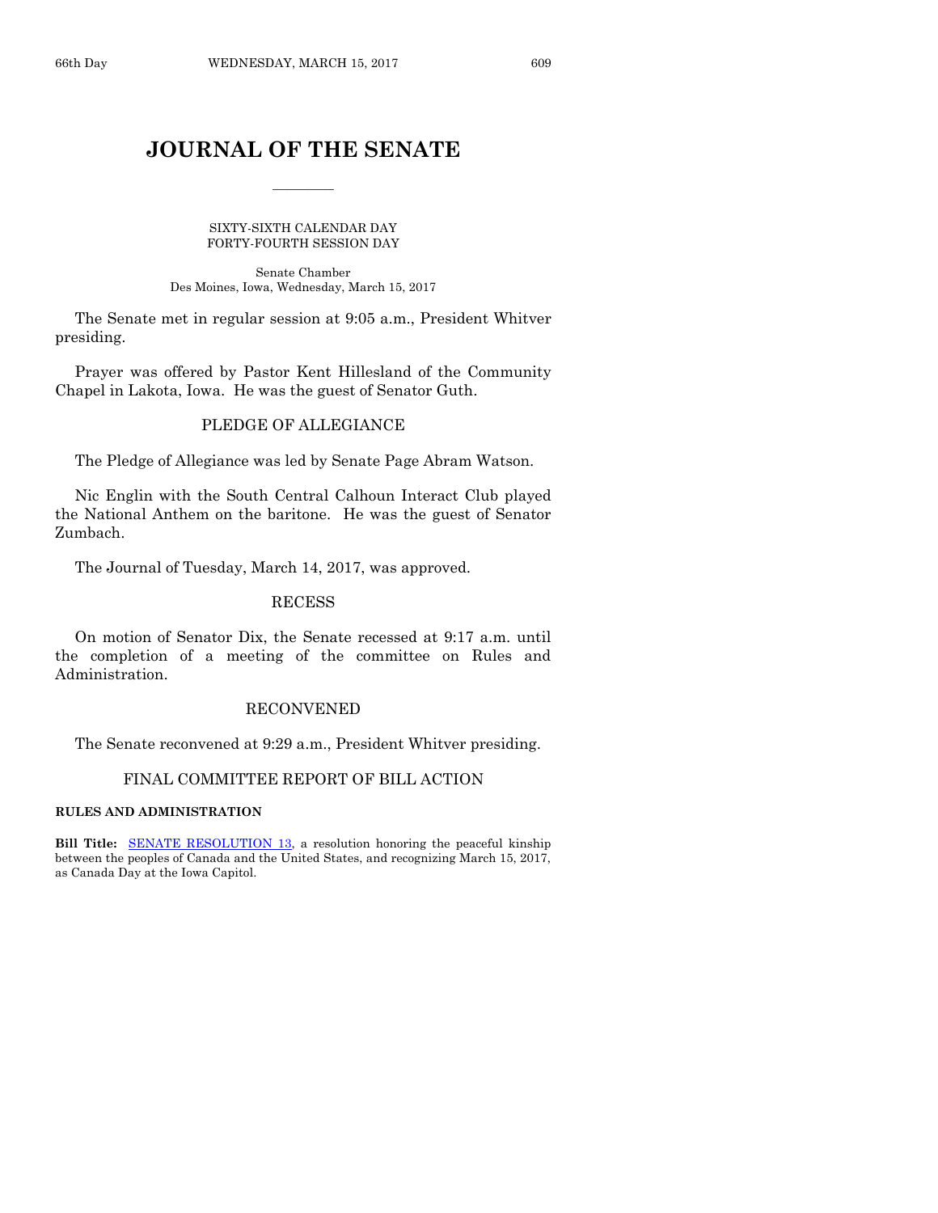# JOURNAL OF THE SENATE

SIXTY-SIXTH CALENDAR DAY
FORTY-FOURTH SESSION DAY

Senate Chamber
Des Moines, Iowa, Wednesday, March 15, 2017

The Senate met in regular session at 9:05 a.m., President Whitver presiding.

Prayer was offered by Pastor Kent Hillesland of the Community Chapel in Lakota, Iowa. He was the guest of Senator Guth.

## PLEDGE OF ALLEGIANCE

The Pledge of Allegiance was led by Senate Page Abram Watson.

Nic Englin with the South Central Calhoun Interact Club played the National Anthem on the baritone. He was the guest of Senator Zumbach.

The Journal of Tuesday, March 14, 2017, was approved.

## RECESS

On motion of Senator Dix, the Senate recessed at 9:17 a.m. until the completion of a meeting of the committee on Rules and Administration.

## RECONVENED

The Senate reconvened at 9:29 a.m., President Whitver presiding.

## FINAL COMMITTEE REPORT OF BILL ACTION

**RULES AND ADMINISTRATION**

**Bill Title:** SENATE RESOLUTION 13, a resolution honoring the peaceful kinship between the peoples of Canada and the United States, and recognizing March 15, 2017, as Canada Day at the Iowa Capitol.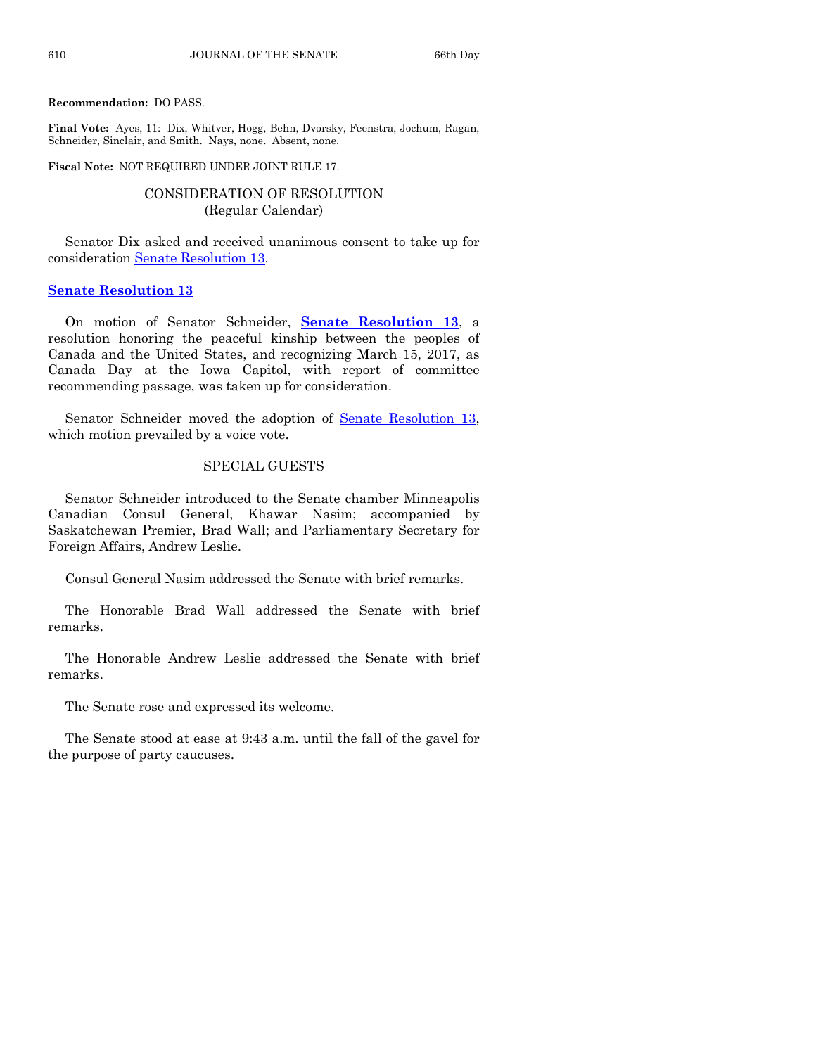**Recommendation:** DO PASS.

**Final Vote:** Ayes, 11: Dix, Whitver, Hogg, Behn, Dvorsky, Feenstra, Jochum, Ragan, Schneider, Sinclair, and Smith. Nays, none. Absent, none.

**Fiscal Note:** NOT REQUIRED UNDER JOINT RULE 17.

## CONSIDERATION OF RESOLUTION
(Regular Calendar)

Senator Dix asked and received unanimous consent to take up for consideration Senate Resolution 13.

### Senate Resolution 13

On motion of Senator Schneider, **Senate Resolution 13**, a resolution honoring the peaceful kinship between the peoples of Canada and the United States, and recognizing March 15, 2017, as Canada Day at the Iowa Capitol, with report of committee recommending passage, was taken up for consideration.

Senator Schneider moved the adoption of Senate Resolution 13, which motion prevailed by a voice vote.

## SPECIAL GUESTS

Senator Schneider introduced to the Senate chamber Minneapolis Canadian Consul General, Khawar Nasim; accompanied by Saskatchewan Premier, Brad Wall; and Parliamentary Secretary for Foreign Affairs, Andrew Leslie.

Consul General Nasim addressed the Senate with brief remarks.

The Honorable Brad Wall addressed the Senate with brief remarks.

The Honorable Andrew Leslie addressed the Senate with brief remarks.

The Senate rose and expressed its welcome.

The Senate stood at ease at 9:43 a.m. until the fall of the gavel for the purpose of party caucuses.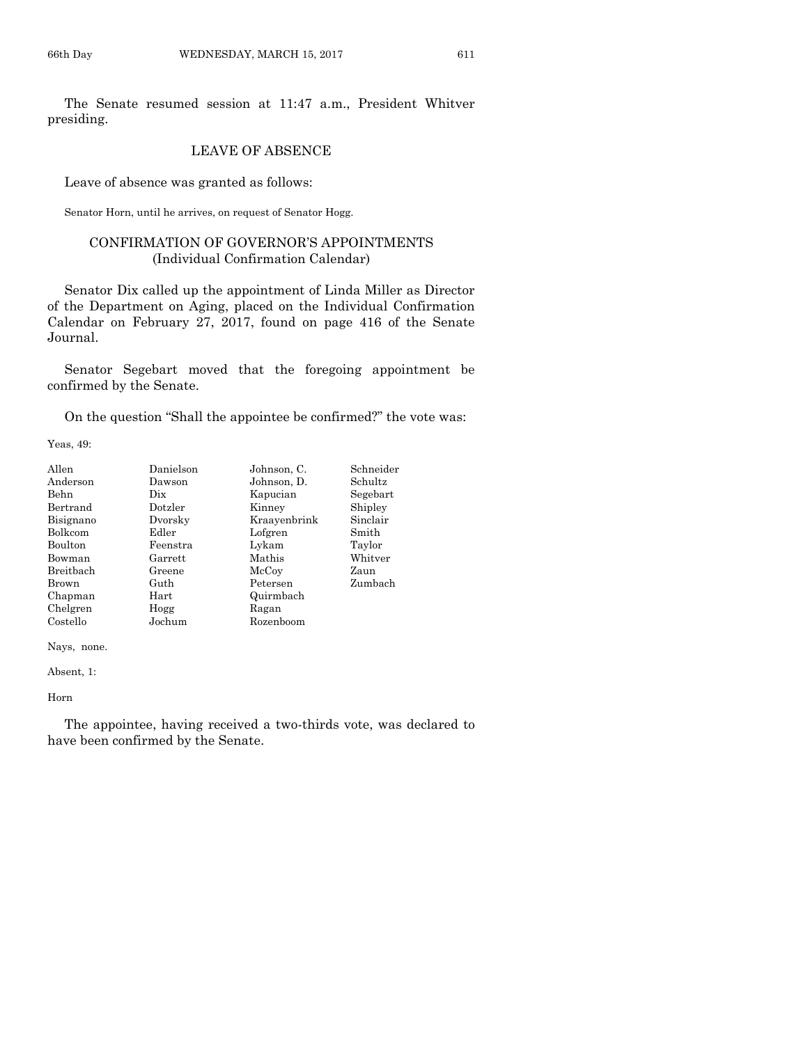The Senate resumed session at 11:47 a.m., President Whitver presiding.

## LEAVE OF ABSENCE

Leave of absence was granted as follows:

Senator Horn, until he arrives, on request of Senator Hogg.

## CONFIRMATION OF GOVERNOR'S APPOINTMENTS (Individual Confirmation Calendar)

Senator Dix called up the appointment of Linda Miller as Director of the Department on Aging, placed on the Individual Confirmation Calendar on February 27, 2017, found on page 416 of the Senate Journal.

Senator Segebart moved that the foregoing appointment be confirmed by the Senate.

On the question "Shall the appointee be confirmed?" the vote was:

Yeas, 49:

| | | | |
|---|---|---|---|
| Allen | Danielson | Johnson, C. | Schneider |
| Anderson | Dawson | Johnson, D. | Schultz |
| Behn | Dix | Kapucian | Segebart |
| Bertrand | Dotzler | Kinney | Shipley |
| Bisignano | Dvorsky | Kraayenbrink | Sinclair |
| Bolkcom | Edler | Lofgren | Smith |
| Boulton | Feenstra | Lykam | Taylor |
| Bowman | Garrett | Mathis | Whitver |
| Breitbach | Greene | McCoy | Zaun |
| Brown | Guth | Petersen | Zumbach |
| Chapman | Hart | Quirmbach | |
| Chelgren | Hogg | Ragan | |
| Costello | Jochum | Rozenboom | |

Nays, none.

Absent, 1:

Horn

The appointee, having received a two-thirds vote, was declared to have been confirmed by the Senate.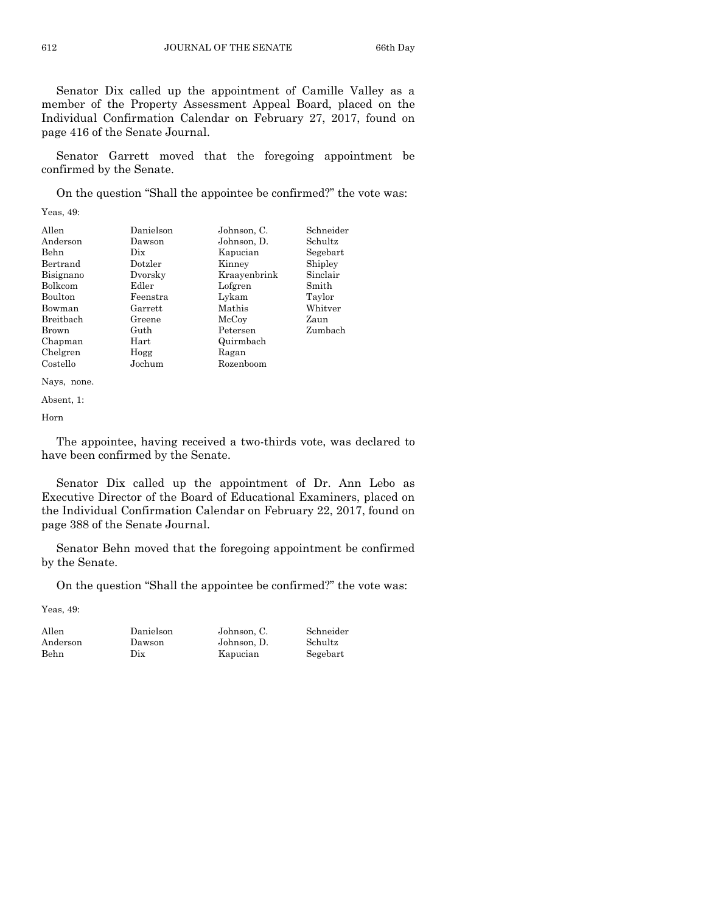Senator Dix called up the appointment of Camille Valley as a member of the Property Assessment Appeal Board, placed on the Individual Confirmation Calendar on February 27, 2017, found on page 416 of the Senate Journal.

Senator Garrett moved that the foregoing appointment be confirmed by the Senate.

On the question "Shall the appointee be confirmed?" the vote was:

Yeas, 49:

| | | | |
|---|---|---|---|
| Allen | Danielson | Johnson, C. | Schneider |
| Anderson | Dawson | Johnson, D. | Schultz |
| Behn | Dix | Kapucian | Segebart |
| Bertrand | Dotzler | Kinney | Shipley |
| Bisignano | Dvorsky | Kraayenbrink | Sinclair |
| Bolkcom | Edler | Lofgren | Smith |
| Boulton | Feenstra | Lykam | Taylor |
| Bowman | Garrett | Mathis | Whitver |
| Breitbach | Greene | McCoy | Zaun |
| Brown | Guth | Petersen | Zumbach |
| Chapman | Hart | Quirmbach | |
| Chelgren | Hogg | Ragan | |
| Costello | Jochum | Rozenboom | |

Nays, none.

Absent, 1:

Horn

The appointee, having received a two-thirds vote, was declared to have been confirmed by the Senate.

Senator Dix called up the appointment of Dr. Ann Lebo as Executive Director of the Board of Educational Examiners, placed on the Individual Confirmation Calendar on February 22, 2017, found on page 388 of the Senate Journal.

Senator Behn moved that the foregoing appointment be confirmed by the Senate.

On the question "Shall the appointee be confirmed?" the vote was:

Yeas, 49:

| | | | |
|---|---|---|---|
| Allen | Danielson | Johnson, C. | Schneider |
| Anderson | Dawson | Johnson, D. | Schultz |
| Behn | Dix | Kapucian | Segebart |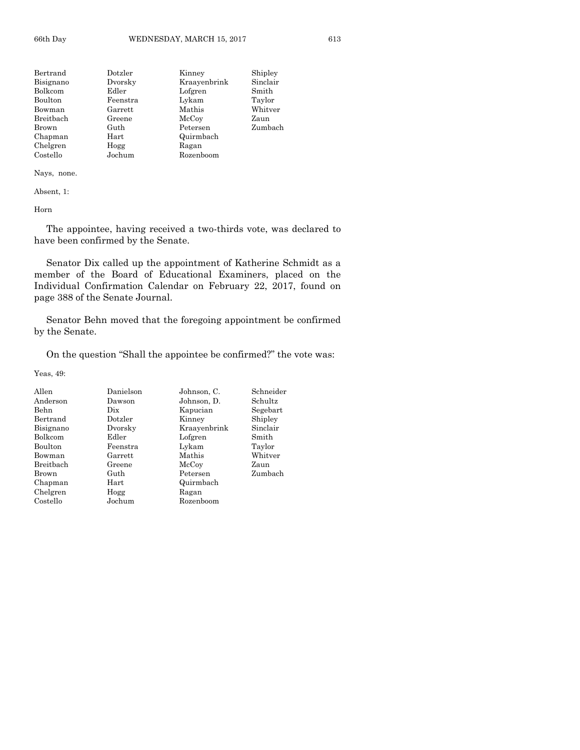| | | | |
|---|---|---|---|
| Bertrand | Dotzler | Kinney | Shipley |
| Bisignano | Dvorsky | Kraayenbrink | Sinclair |
| Bolkcom | Edler | Lofgren | Smith |
| Boulton | Feenstra | Lykam | Taylor |
| Bowman | Garrett | Mathis | Whitver |
| Breitbach | Greene | McCoy | Zaun |
| Brown | Guth | Petersen | Zumbach |
| Chapman | Hart | Quirmbach | |
| Chelgren | Hogg | Ragan | |
| Costello | Jochum | Rozenboom | |

Nays, none.

Absent, 1:

Horn

The appointee, having received a two-thirds vote, was declared to have been confirmed by the Senate.

Senator Dix called up the appointment of Katherine Schmidt as a member of the Board of Educational Examiners, placed on the Individual Confirmation Calendar on February 22, 2017, found on page 388 of the Senate Journal.

Senator Behn moved that the foregoing appointment be confirmed by the Senate.

On the question "Shall the appointee be confirmed?" the vote was:

Yeas, 49:

| | | | |
|---|---|---|---|
| Allen | Danielson | Johnson, C. | Schneider |
| Anderson | Dawson | Johnson, D. | Schultz |
| Behn | Dix | Kapucian | Segebart |
| Bertrand | Dotzler | Kinney | Shipley |
| Bisignano | Dvorsky | Kraayenbrink | Sinclair |
| Bolkcom | Edler | Lofgren | Smith |
| Boulton | Feenstra | Lykam | Taylor |
| Bowman | Garrett | Mathis | Whitver |
| Breitbach | Greene | McCoy | Zaun |
| Brown | Guth | Petersen | Zumbach |
| Chapman | Hart | Quirmbach | |
| Chelgren | Hogg | Ragan | |
| Costello | Jochum | Rozenboom | |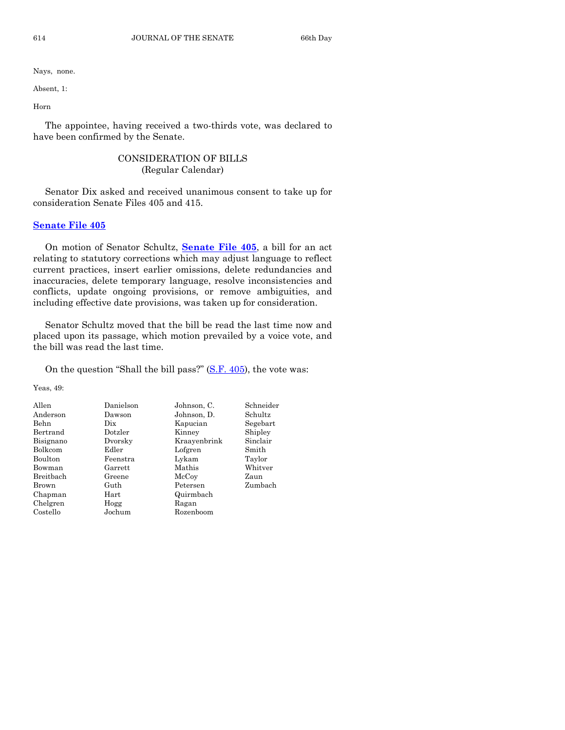Nays, none.

Absent, 1:

Horn

The appointee, having received a two-thirds vote, was declared to have been confirmed by the Senate.

## CONSIDERATION OF BILLS
(Regular Calendar)

Senator Dix asked and received unanimous consent to take up for consideration Senate Files 405 and 415.

### Senate File 405

On motion of Senator Schultz, **Senate File 405**, a bill for an act relating to statutory corrections which may adjust language to reflect current practices, insert earlier omissions, delete redundancies and inaccuracies, delete temporary language, resolve inconsistencies and conflicts, update ongoing provisions, or remove ambiguities, and including effective date provisions, was taken up for consideration.

Senator Schultz moved that the bill be read the last time now and placed upon its passage, which motion prevailed by a voice vote, and the bill was read the last time.

On the question "Shall the bill pass?" (S.F. 405), the vote was:

Yeas, 49:

| | | | |
|---|---|---|---|
| Allen | Danielson | Johnson, C. | Schneider |
| Anderson | Dawson | Johnson, D. | Schultz |
| Behn | Dix | Kapucian | Segebart |
| Bertrand | Dotzler | Kinney | Shipley |
| Bisignano | Dvorsky | Kraayenbrink | Sinclair |
| Bolkcom | Edler | Lofgren | Smith |
| Boulton | Feenstra | Lykam | Taylor |
| Bowman | Garrett | Mathis | Whitver |
| Breitbach | Greene | McCoy | Zaun |
| Brown | Guth | Petersen | Zumbach |
| Chapman | Hart | Quirmbach | |
| Chelgren | Hogg | Ragan | |
| Costello | Jochum | Rozenboom | |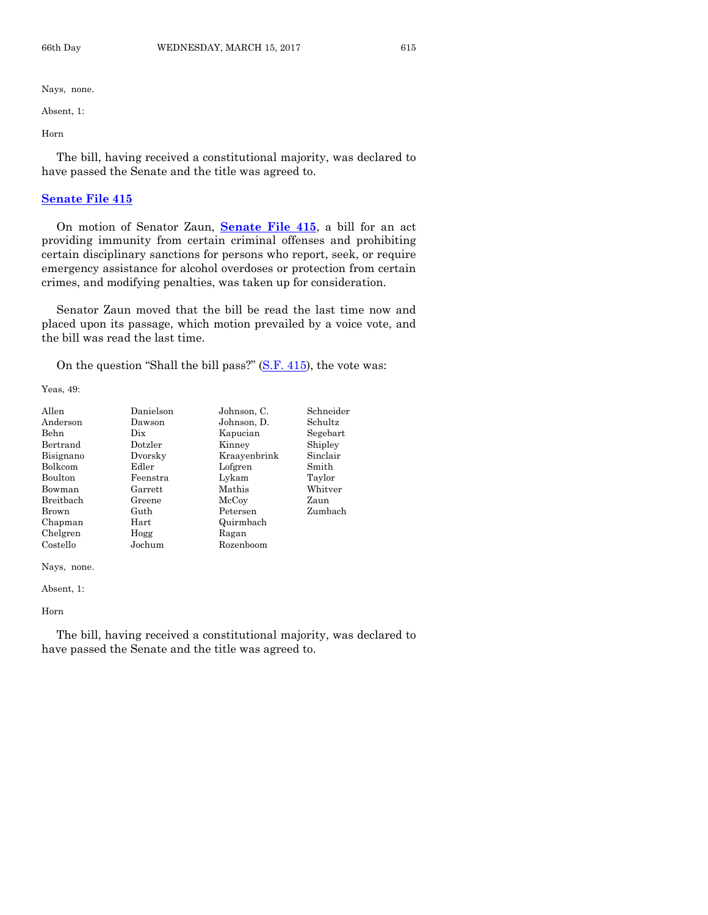Nays, none.

Absent, 1:

Horn

The bill, having received a constitutional majority, was declared to have passed the Senate and the title was agreed to.

## Senate File 415

On motion of Senator Zaun, **Senate File 415**, a bill for an act providing immunity from certain criminal offenses and prohibiting certain disciplinary sanctions for persons who report, seek, or require emergency assistance for alcohol overdoses or protection from certain crimes, and modifying penalties, was taken up for consideration.

Senator Zaun moved that the bill be read the last time now and placed upon its passage, which motion prevailed by a voice vote, and the bill was read the last time.

On the question "Shall the bill pass?" (S.F. 415), the vote was:

Yeas, 49:

| | | | |
|---|---|---|---|
| Allen | Danielson | Johnson, C. | Schneider |
| Anderson | Dawson | Johnson, D. | Schultz |
| Behn | Dix | Kapucian | Segebart |
| Bertrand | Dotzler | Kinney | Shipley |
| Bisignano | Dvorsky | Kraayenbrink | Sinclair |
| Bolkcom | Edler | Lofgren | Smith |
| Boulton | Feenstra | Lykam | Taylor |
| Bowman | Garrett | Mathis | Whitver |
| Breitbach | Greene | McCoy | Zaun |
| Brown | Guth | Petersen | Zumbach |
| Chapman | Hart | Quirmbach | |
| Chelgren | Hogg | Ragan | |
| Costello | Jochum | Rozenboom | |

Nays, none.

Absent, 1:

Horn

The bill, having received a constitutional majority, was declared to have passed the Senate and the title was agreed to.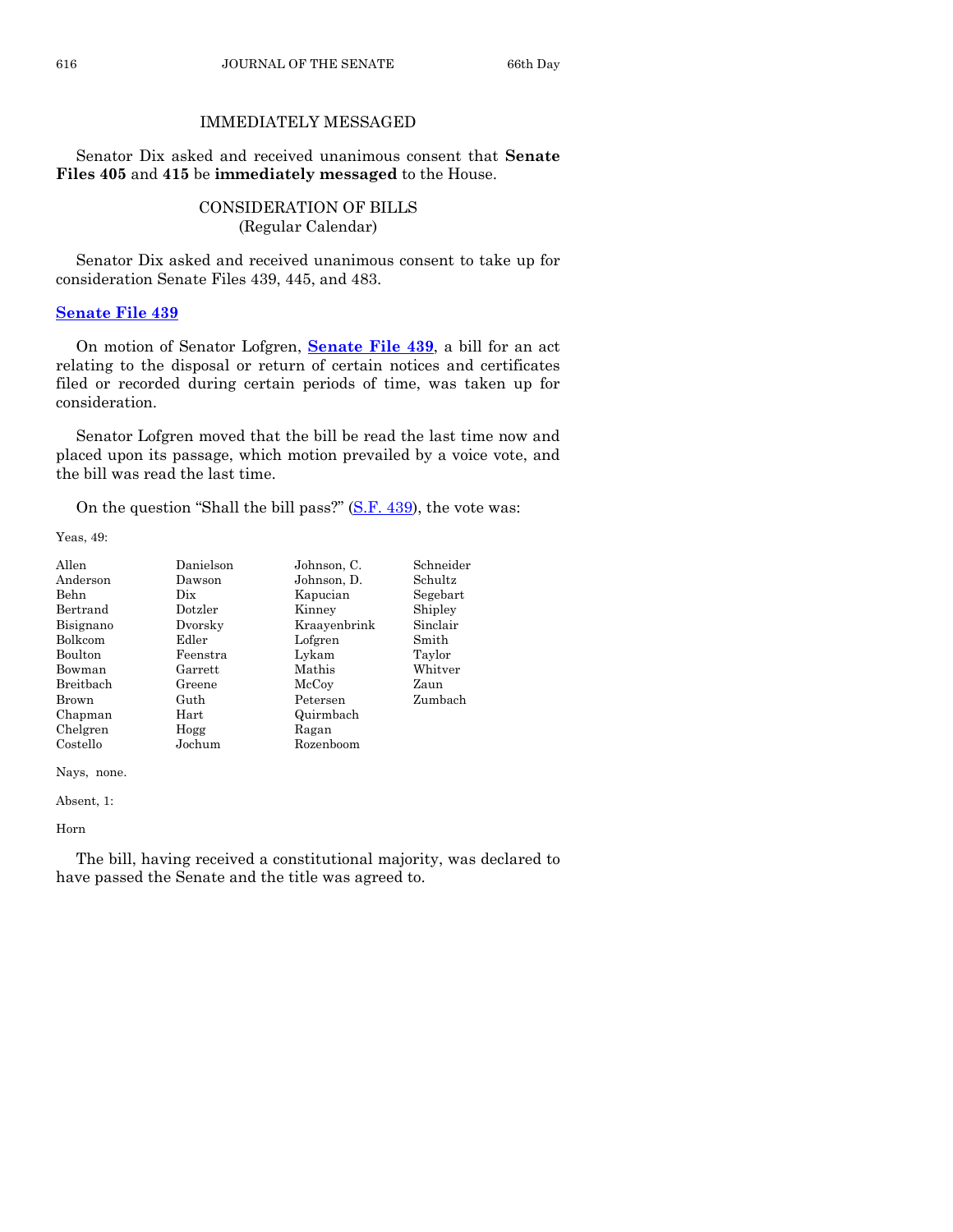## IMMEDIATELY MESSAGED

Senator Dix asked and received unanimous consent that **Senate Files 405** and **415** be **immediately messaged** to the House.

## CONSIDERATION OF BILLS
(Regular Calendar)

Senator Dix asked and received unanimous consent to take up for consideration Senate Files 439, 445, and 483.

### Senate File 439

On motion of Senator Lofgren, **Senate File 439**, a bill for an act relating to the disposal or return of certain notices and certificates filed or recorded during certain periods of time, was taken up for consideration.

Senator Lofgren moved that the bill be read the last time now and placed upon its passage, which motion prevailed by a voice vote, and the bill was read the last time.

On the question "Shall the bill pass?" (S.F. 439), the vote was:

Yeas, 49:

| | | | |
|---|---|---|---|
| Allen | Danielson | Johnson, C. | Schneider |
| Anderson | Dawson | Johnson, D. | Schultz |
| Behn | Dix | Kapucian | Segebart |
| Bertrand | Dotzler | Kinney | Shipley |
| Bisignano | Dvorsky | Kraayenbrink | Sinclair |
| Bolkcom | Edler | Lofgren | Smith |
| Boulton | Feenstra | Lykam | Taylor |
| Bowman | Garrett | Mathis | Whitver |
| Breitbach | Greene | McCoy | Zaun |
| Brown | Guth | Petersen | Zumbach |
| Chapman | Hart | Quirmbach | |
| Chelgren | Hogg | Ragan | |
| Costello | Jochum | Rozenboom | |

Nays, none.

Absent, 1:

Horn

The bill, having received a constitutional majority, was declared to have passed the Senate and the title was agreed to.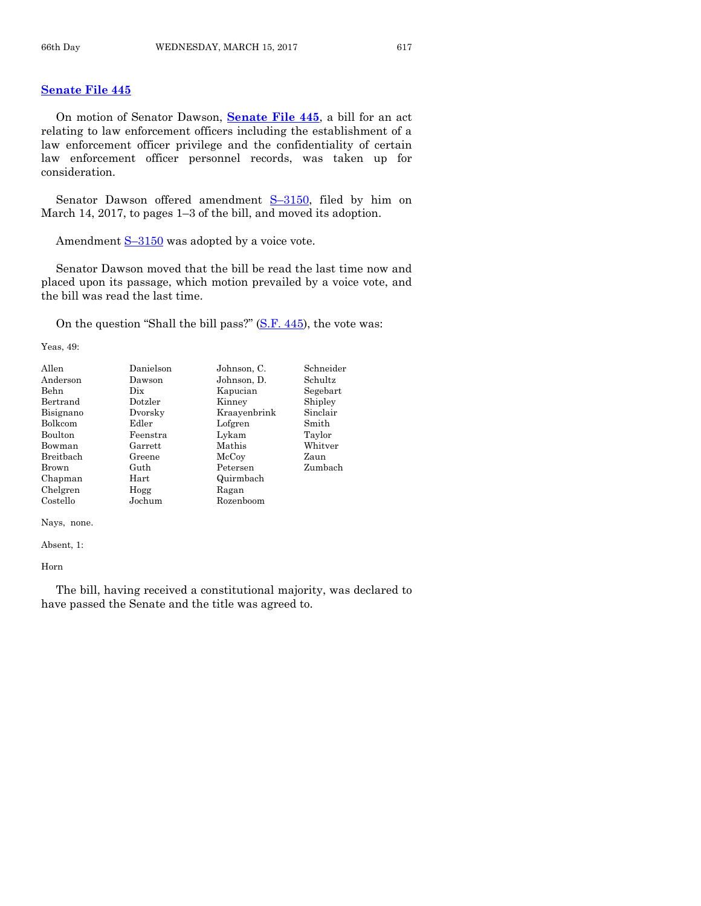## Senate File 445

On motion of Senator Dawson, **Senate File 445**, a bill for an act relating to law enforcement officers including the establishment of a law enforcement officer privilege and the confidentiality of certain law enforcement officer personnel records, was taken up for consideration.

Senator Dawson offered amendment S–3150, filed by him on March 14, 2017, to pages 1–3 of the bill, and moved its adoption.

Amendment S–3150 was adopted by a voice vote.

Senator Dawson moved that the bill be read the last time now and placed upon its passage, which motion prevailed by a voice vote, and the bill was read the last time.

On the question "Shall the bill pass?" (S.F. 445), the vote was:

Yeas, 49:

| | | | |
|---|---|---|---|
| Allen | Danielson | Johnson, C. | Schneider |
| Anderson | Dawson | Johnson, D. | Schultz |
| Behn | Dix | Kapucian | Segebart |
| Bertrand | Dotzler | Kinney | Shipley |
| Bisignano | Dvorsky | Kraayenbrink | Sinclair |
| Bolkcom | Edler | Lofgren | Smith |
| Boulton | Feenstra | Lykam | Taylor |
| Bowman | Garrett | Mathis | Whitver |
| Breitbach | Greene | McCoy | Zaun |
| Brown | Guth | Petersen | Zumbach |
| Chapman | Hart | Quirmbach | |
| Chelgren | Hogg | Ragan | |
| Costello | Jochum | Rozenboom | |

Nays, none.

Absent, 1:

Horn

The bill, having received a constitutional majority, was declared to have passed the Senate and the title was agreed to.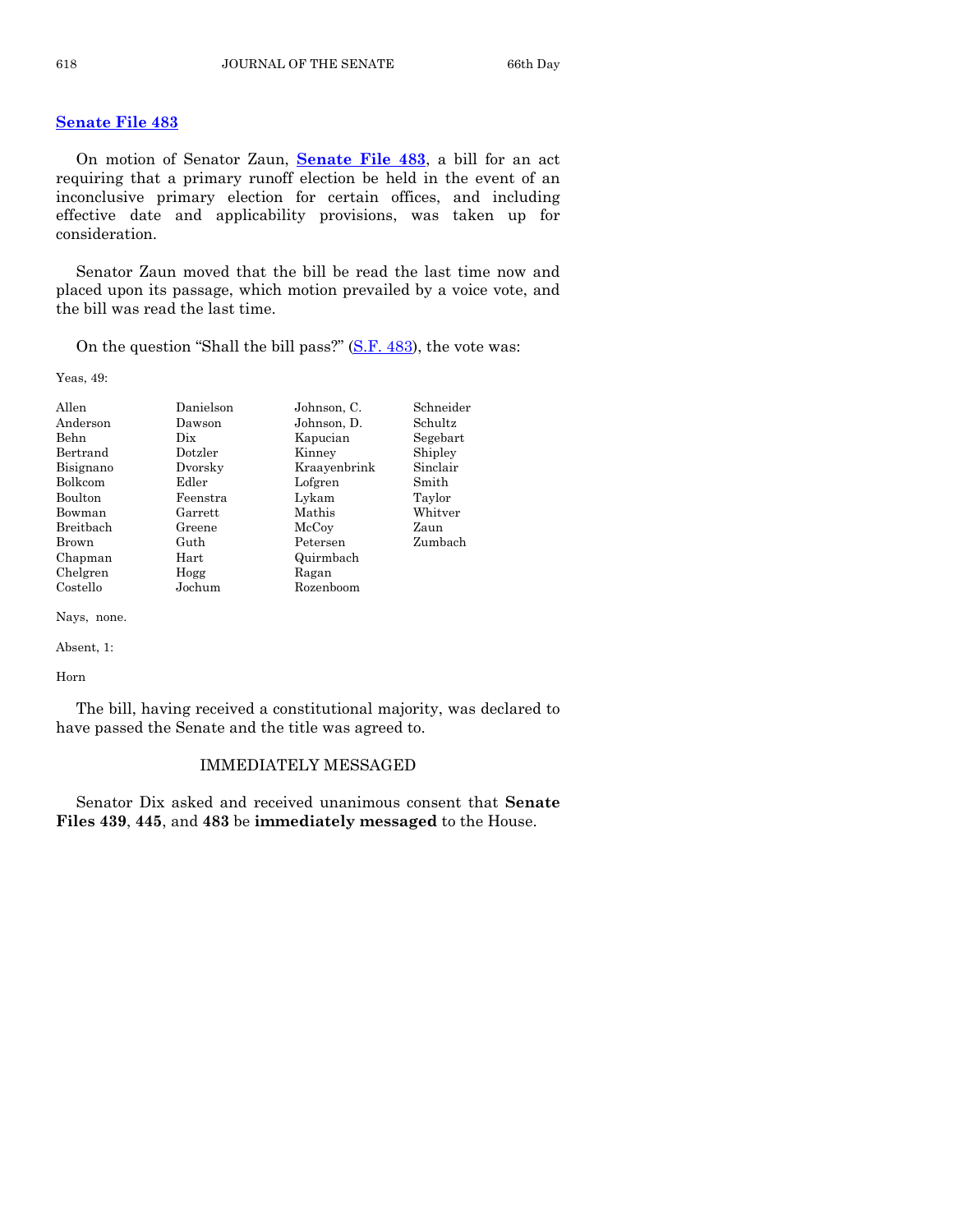## **Senate File 483**

On motion of Senator Zaun, **Senate File 483**, a bill for an act requiring that a primary runoff election be held in the event of an inconclusive primary election for certain offices, and including effective date and applicability provisions, was taken up for consideration.

Senator Zaun moved that the bill be read the last time now and placed upon its passage, which motion prevailed by a voice vote, and the bill was read the last time.

On the question "Shall the bill pass?" (S.F. 483), the vote was:

Yeas, 49:

| | | | |
|---|---|---|---|
| Allen | Danielson | Johnson, C. | Schneider |
| Anderson | Dawson | Johnson, D. | Schultz |
| Behn | Dix | Kapucian | Segebart |
| Bertrand | Dotzler | Kinney | Shipley |
| Bisignano | Dvorsky | Kraayenbrink | Sinclair |
| Bolkcom | Edler | Lofgren | Smith |
| Boulton | Feenstra | Lykam | Taylor |
| Bowman | Garrett | Mathis | Whitver |
| Breitbach | Greene | McCoy | Zaun |
| Brown | Guth | Petersen | Zumbach |
| Chapman | Hart | Quirmbach | |
| Chelgren | Hogg | Ragan | |
| Costello | Jochum | Rozenboom | |

Nays, none.

Absent, 1:

Horn

The bill, having received a constitutional majority, was declared to have passed the Senate and the title was agreed to.

### IMMEDIATELY MESSAGED

Senator Dix asked and received unanimous consent that **Senate Files 439**, **445**, and **483** be **immediately messaged** to the House.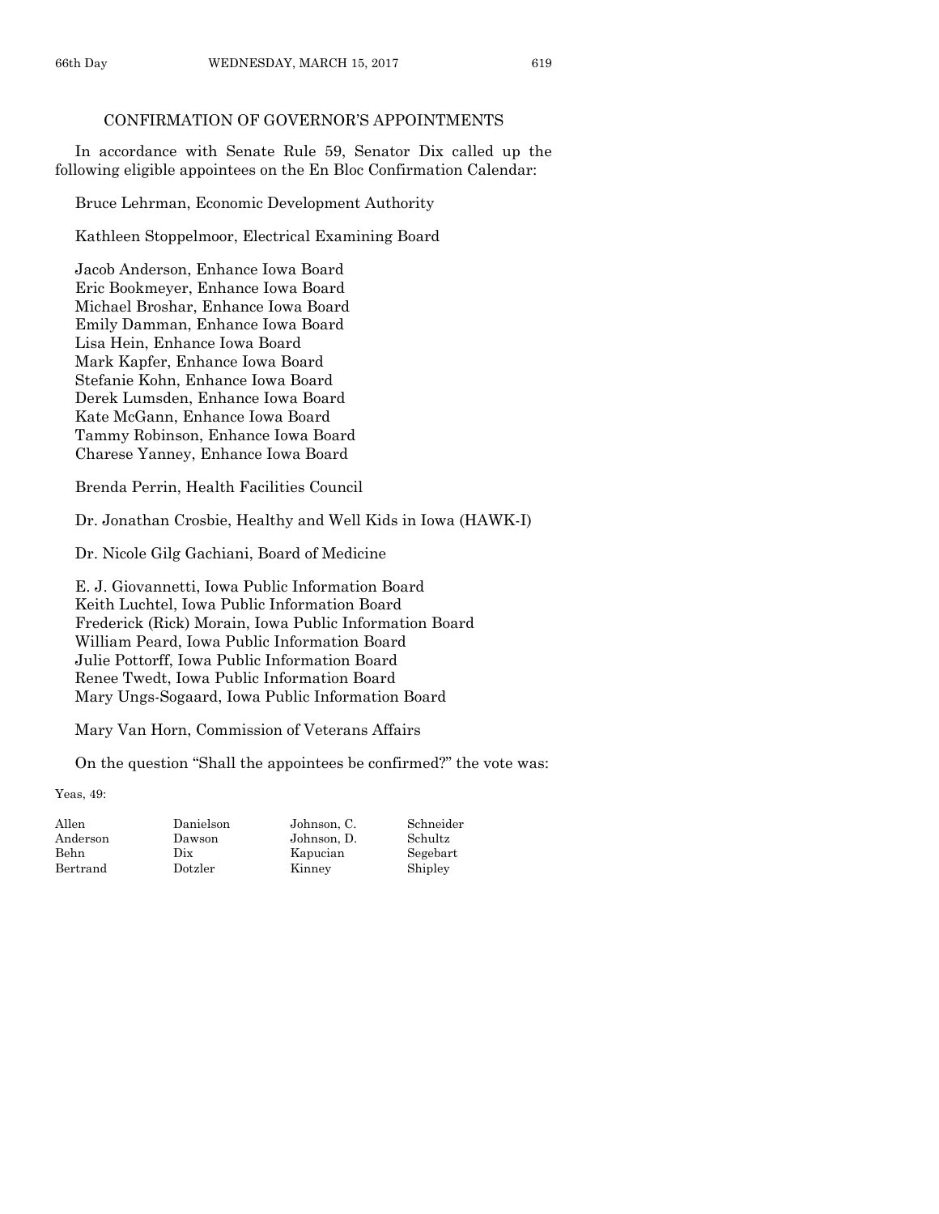## CONFIRMATION OF GOVERNOR'S APPOINTMENTS

In accordance with Senate Rule 59, Senator Dix called up the following eligible appointees on the En Bloc Confirmation Calendar:

Bruce Lehrman, Economic Development Authority

Kathleen Stoppelmoor, Electrical Examining Board

Jacob Anderson, Enhance Iowa Board
Eric Bookmeyer, Enhance Iowa Board
Michael Broshar, Enhance Iowa Board
Emily Damman, Enhance Iowa Board
Lisa Hein, Enhance Iowa Board
Mark Kapfer, Enhance Iowa Board
Stefanie Kohn, Enhance Iowa Board
Derek Lumsden, Enhance Iowa Board
Kate McGann, Enhance Iowa Board
Tammy Robinson, Enhance Iowa Board
Charese Yanney, Enhance Iowa Board

Brenda Perrin, Health Facilities Council

Dr. Jonathan Crosbie, Healthy and Well Kids in Iowa (HAWK-I)

Dr. Nicole Gilg Gachiani, Board of Medicine

E. J. Giovannetti, Iowa Public Information Board
Keith Luchtel, Iowa Public Information Board
Frederick (Rick) Morain, Iowa Public Information Board
William Peard, Iowa Public Information Board
Julie Pottorff, Iowa Public Information Board
Renee Twedt, Iowa Public Information Board
Mary Ungs-Sogaard, Iowa Public Information Board

Mary Van Horn, Commission of Veterans Affairs

On the question "Shall the appointees be confirmed?" the vote was:

Yeas, 49:

| | | | |
|---|---|---|---|
| Allen | Danielson | Johnson, C. | Schneider |
| Anderson | Dawson | Johnson, D. | Schultz |
| Behn | Dix | Kapucian | Segebart |
| Bertrand | Dotzler | Kinney | Shipley |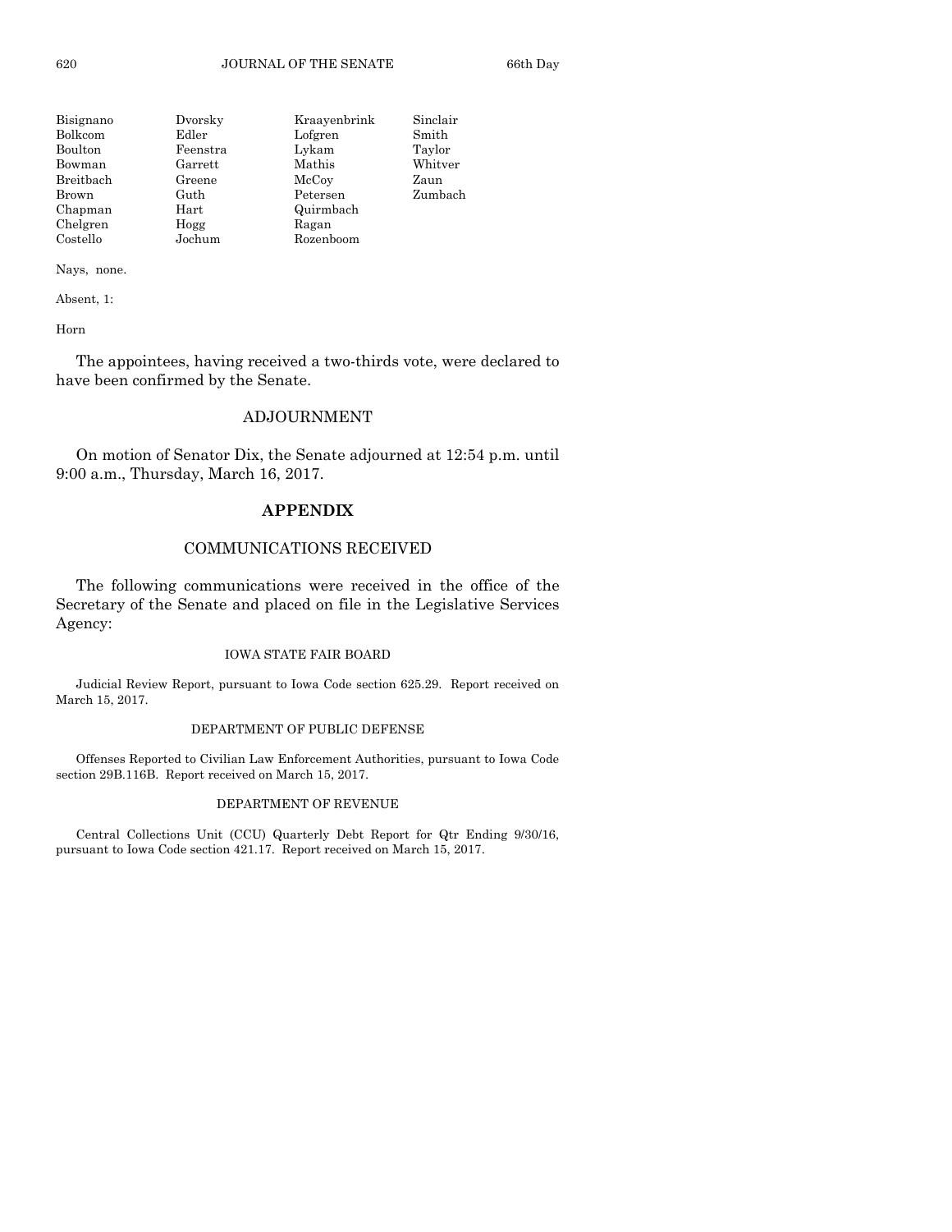| | | | |
|---|---|---|---|
| Bisignano | Dvorsky | Kraayenbrink | Sinclair |
| Bolkcom | Edler | Lofgren | Smith |
| Boulton | Feenstra | Lykam | Taylor |
| Bowman | Garrett | Mathis | Whitver |
| Breitbach | Greene | McCoy | Zaun |
| Brown | Guth | Petersen | Zumbach |
| Chapman | Hart | Quirmbach | |
| Chelgren | Hogg | Ragan | |
| Costello | Jochum | Rozenboom | |

Nays, none.

Absent, 1:

Horn

The appointees, having received a two-thirds vote, were declared to have been confirmed by the Senate.

## ADJOURNMENT

On motion of Senator Dix, the Senate adjourned at 12:54 p.m. until 9:00 a.m., Thursday, March 16, 2017.

## APPENDIX

## COMMUNICATIONS RECEIVED

The following communications were received in the office of the Secretary of the Senate and placed on file in the Legislative Services Agency:

### IOWA STATE FAIR BOARD

Judicial Review Report, pursuant to Iowa Code section 625.29. Report received on March 15, 2017.

### DEPARTMENT OF PUBLIC DEFENSE

Offenses Reported to Civilian Law Enforcement Authorities, pursuant to Iowa Code section 29B.116B. Report received on March 15, 2017.

### DEPARTMENT OF REVENUE

Central Collections Unit (CCU) Quarterly Debt Report for Qtr Ending 9/30/16, pursuant to Iowa Code section 421.17. Report received on March 15, 2017.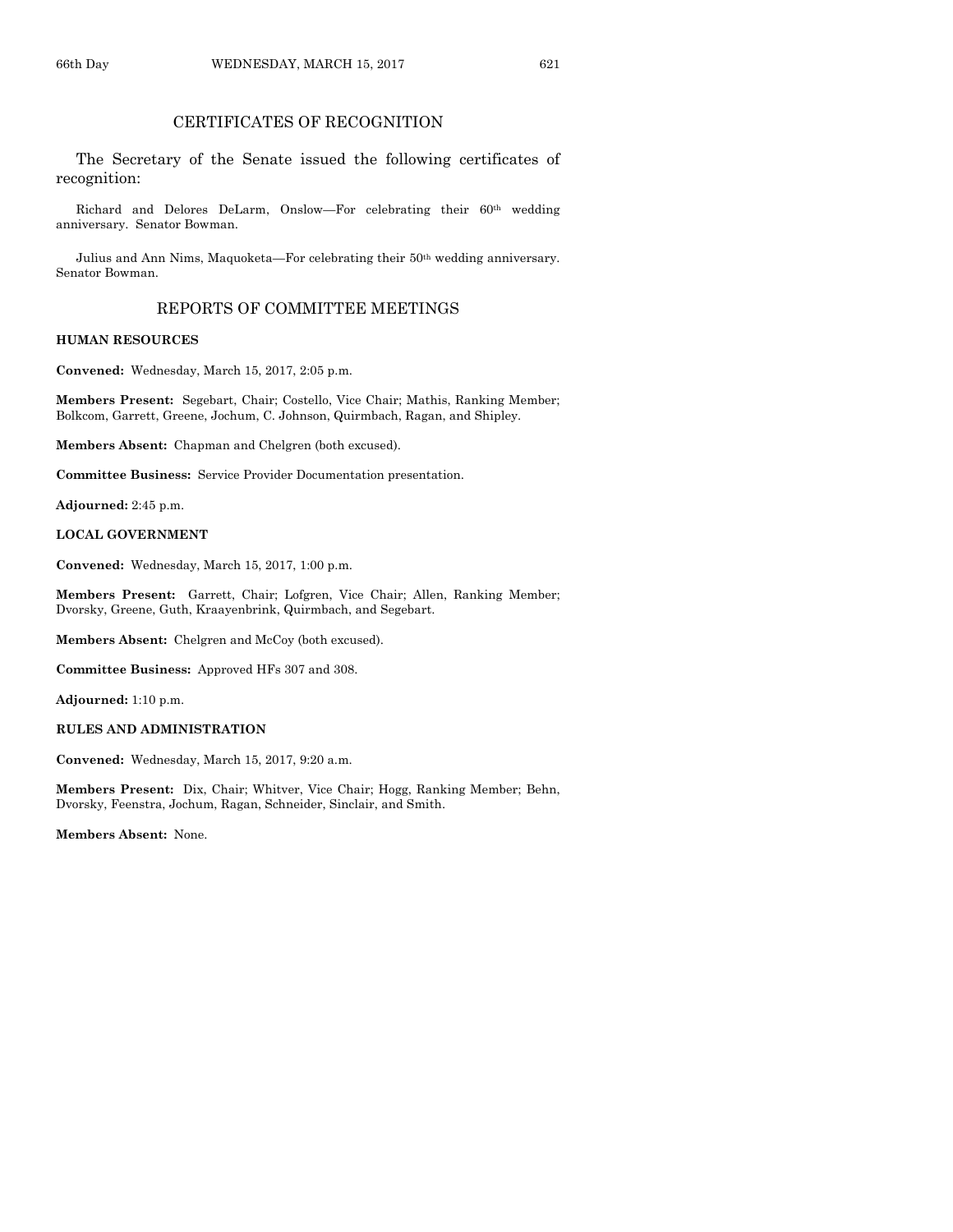## CERTIFICATES OF RECOGNITION

The Secretary of the Senate issued the following certificates of recognition:

Richard and Delores DeLarm, Onslow—For celebrating their 60th wedding anniversary. Senator Bowman.

Julius and Ann Nims, Maquoketa—For celebrating their 50th wedding anniversary. Senator Bowman.

## REPORTS OF COMMITTEE MEETINGS

**HUMAN RESOURCES**

**Convened:** Wednesday, March 15, 2017, 2:05 p.m.

**Members Present:** Segebart, Chair; Costello, Vice Chair; Mathis, Ranking Member; Bolkcom, Garrett, Greene, Jochum, C. Johnson, Quirmbach, Ragan, and Shipley.

**Members Absent:** Chapman and Chelgren (both excused).

**Committee Business:** Service Provider Documentation presentation.

**Adjourned:** 2:45 p.m.

**LOCAL GOVERNMENT**

**Convened:** Wednesday, March 15, 2017, 1:00 p.m.

**Members Present:** Garrett, Chair; Lofgren, Vice Chair; Allen, Ranking Member; Dvorsky, Greene, Guth, Kraayenbrink, Quirmbach, and Segebart.

**Members Absent:** Chelgren and McCoy (both excused).

**Committee Business:** Approved HFs 307 and 308.

**Adjourned:** 1:10 p.m.

**RULES AND ADMINISTRATION**

**Convened:** Wednesday, March 15, 2017, 9:20 a.m.

**Members Present:** Dix, Chair; Whitver, Vice Chair; Hogg, Ranking Member; Behn, Dvorsky, Feenstra, Jochum, Ragan, Schneider, Sinclair, and Smith.

**Members Absent:** None.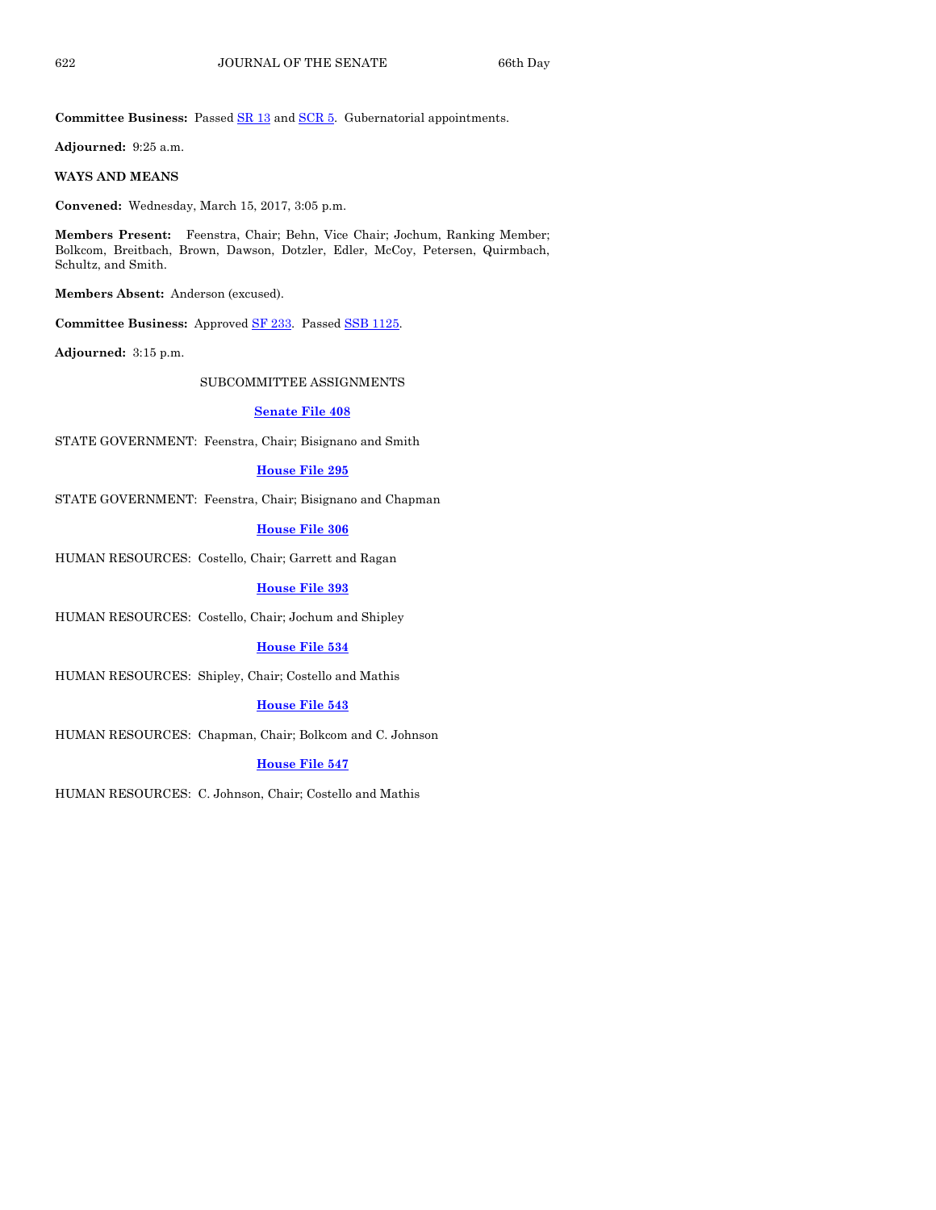**Committee Business:** Passed SR 13 and SCR 5. Gubernatorial appointments.

**Adjourned:** 9:25 a.m.

**WAYS AND MEANS**

**Convened:** Wednesday, March 15, 2017, 3:05 p.m.

**Members Present:** Feenstra, Chair; Behn, Vice Chair; Jochum, Ranking Member; Bolkcom, Breitbach, Brown, Dawson, Dotzler, Edler, McCoy, Petersen, Quirmbach, Schultz, and Smith.

**Members Absent:** Anderson (excused).

**Committee Business:** Approved SF 233. Passed SSB 1125.

**Adjourned:** 3:15 p.m.

SUBCOMMITTEE ASSIGNMENTS

**Senate File 408**

STATE GOVERNMENT: Feenstra, Chair; Bisignano and Smith

**House File 295**

STATE GOVERNMENT: Feenstra, Chair; Bisignano and Chapman

**House File 306**

HUMAN RESOURCES: Costello, Chair; Garrett and Ragan

**House File 393**

HUMAN RESOURCES: Costello, Chair; Jochum and Shipley

**House File 534**

HUMAN RESOURCES: Shipley, Chair; Costello and Mathis

**House File 543**

HUMAN RESOURCES: Chapman, Chair; Bolkcom and C. Johnson

**House File 547**

HUMAN RESOURCES: C. Johnson, Chair; Costello and Mathis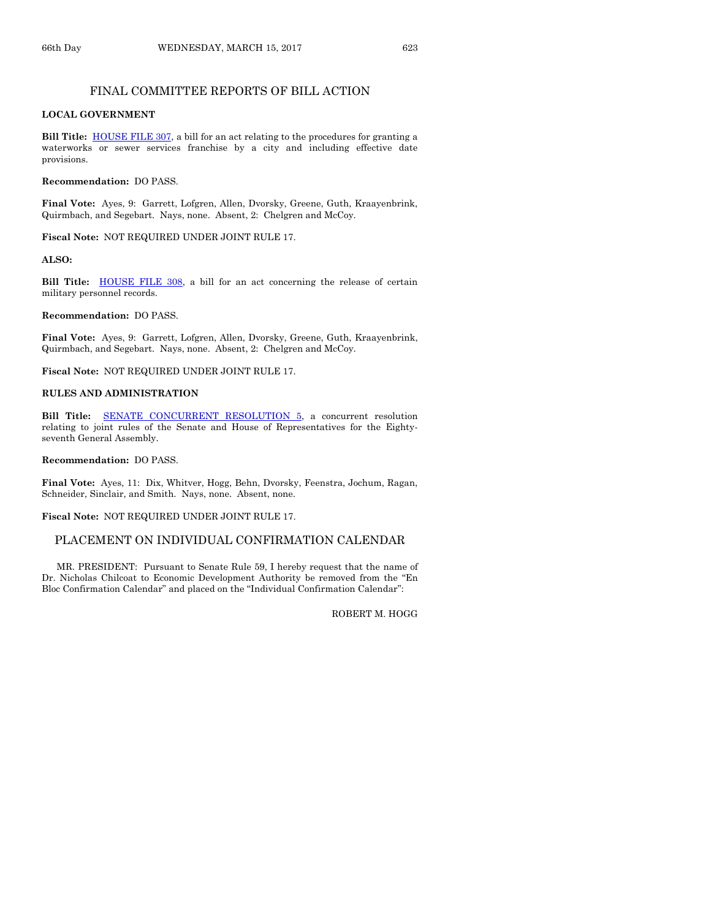## FINAL COMMITTEE REPORTS OF BILL ACTION

**LOCAL GOVERNMENT**

**Bill Title:** HOUSE FILE 307, a bill for an act relating to the procedures for granting a waterworks or sewer services franchise by a city and including effective date provisions.

**Recommendation:** DO PASS.

**Final Vote:** Ayes, 9: Garrett, Lofgren, Allen, Dvorsky, Greene, Guth, Kraayenbrink, Quirmbach, and Segebart. Nays, none. Absent, 2: Chelgren and McCoy.

**Fiscal Note:** NOT REQUIRED UNDER JOINT RULE 17.

**ALSO:**

**Bill Title:** HOUSE FILE 308, a bill for an act concerning the release of certain military personnel records.

**Recommendation:** DO PASS.

**Final Vote:** Ayes, 9: Garrett, Lofgren, Allen, Dvorsky, Greene, Guth, Kraayenbrink, Quirmbach, and Segebart. Nays, none. Absent, 2: Chelgren and McCoy.

**Fiscal Note:** NOT REQUIRED UNDER JOINT RULE 17.

**RULES AND ADMINISTRATION**

**Bill Title:** SENATE CONCURRENT RESOLUTION 5, a concurrent resolution relating to joint rules of the Senate and House of Representatives for the Eighty-seventh General Assembly.

**Recommendation:** DO PASS.

**Final Vote:** Ayes, 11: Dix, Whitver, Hogg, Behn, Dvorsky, Feenstra, Jochum, Ragan, Schneider, Sinclair, and Smith. Nays, none. Absent, none.

**Fiscal Note:** NOT REQUIRED UNDER JOINT RULE 17.

## PLACEMENT ON INDIVIDUAL CONFIRMATION CALENDAR

MR. PRESIDENT: Pursuant to Senate Rule 59, I hereby request that the name of Dr. Nicholas Chilcoat to Economic Development Authority be removed from the "En Bloc Confirmation Calendar" and placed on the "Individual Confirmation Calendar":

ROBERT M. HOGG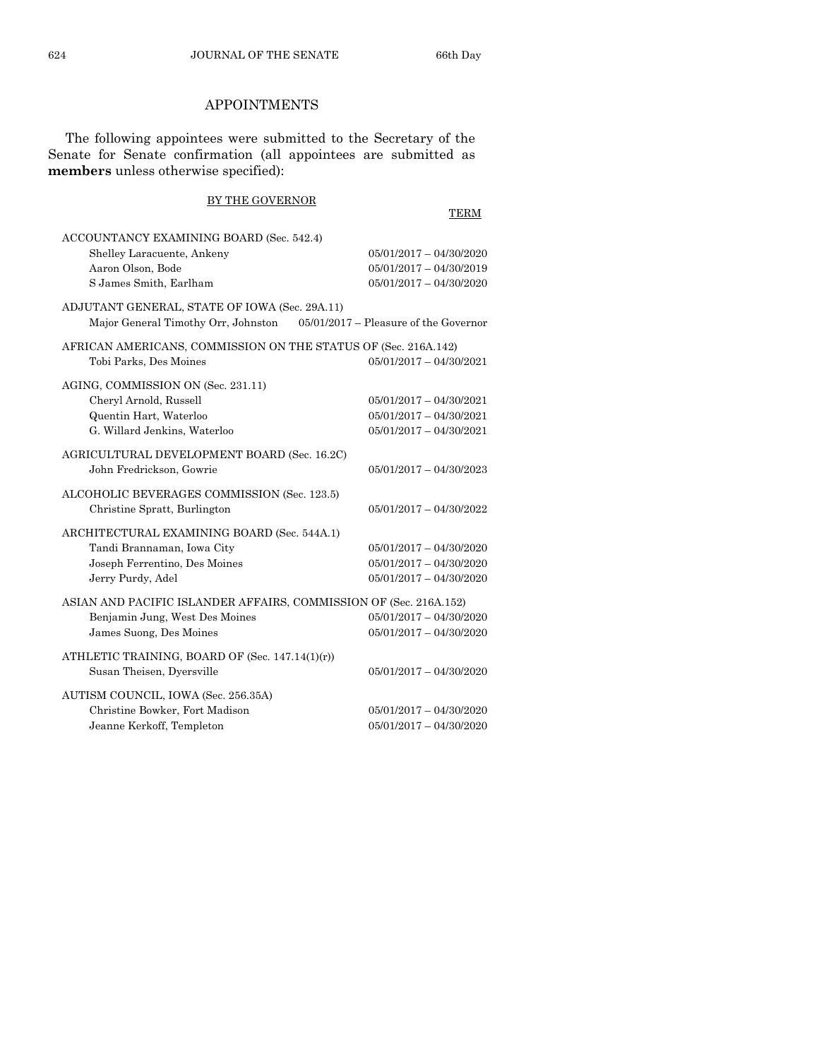## APPOINTMENTS

The following appointees were submitted to the Secretary of the Senate for Senate confirmation (all appointees are submitted as **members** unless otherwise specified):

BY THE GOVERNOR

| | TERM |
|---|---|
| ACCOUNTANCY EXAMINING BOARD (Sec. 542.4) | |
| Shelley Laracuente, Ankeny | 05/01/2017 – 04/30/2020 |
| Aaron Olson, Bode | 05/01/2017 – 04/30/2019 |
| S James Smith, Earlham | 05/01/2017 – 04/30/2020 |
| ADJUTANT GENERAL, STATE OF IOWA (Sec. 29A.11) | |
| Major General Timothy Orr, Johnston | 05/01/2017 – Pleasure of the Governor |
| AFRICAN AMERICANS, COMMISSION ON THE STATUS OF (Sec. 216A.142) | |
| Tobi Parks, Des Moines | 05/01/2017 – 04/30/2021 |
| AGING, COMMISSION ON (Sec. 231.11) | |
| Cheryl Arnold, Russell | 05/01/2017 – 04/30/2021 |
| Quentin Hart, Waterloo | 05/01/2017 – 04/30/2021 |
| G. Willard Jenkins, Waterloo | 05/01/2017 – 04/30/2021 |
| AGRICULTURAL DEVELOPMENT BOARD (Sec. 16.2C) | |
| John Fredrickson, Gowrie | 05/01/2017 – 04/30/2023 |
| ALCOHOLIC BEVERAGES COMMISSION (Sec. 123.5) | |
| Christine Spratt, Burlington | 05/01/2017 – 04/30/2022 |
| ARCHITECTURAL EXAMINING BOARD (Sec. 544A.1) | |
| Tandi Brannaman, Iowa City | 05/01/2017 – 04/30/2020 |
| Joseph Ferrentino, Des Moines | 05/01/2017 – 04/30/2020 |
| Jerry Purdy, Adel | 05/01/2017 – 04/30/2020 |
| ASIAN AND PACIFIC ISLANDER AFFAIRS, COMMISSION OF (Sec. 216A.152) | |
| Benjamin Jung, West Des Moines | 05/01/2017 – 04/30/2020 |
| James Suong, Des Moines | 05/01/2017 – 04/30/2020 |
| ATHLETIC TRAINING, BOARD OF (Sec. 147.14(1)(r)) | |
| Susan Theisen, Dyersville | 05/01/2017 – 04/30/2020 |
| AUTISM COUNCIL, IOWA (Sec. 256.35A) | |
| Christine Bowker, Fort Madison | 05/01/2017 – 04/30/2020 |
| Jeanne Kerkoff, Templeton | 05/01/2017 – 04/30/2020 |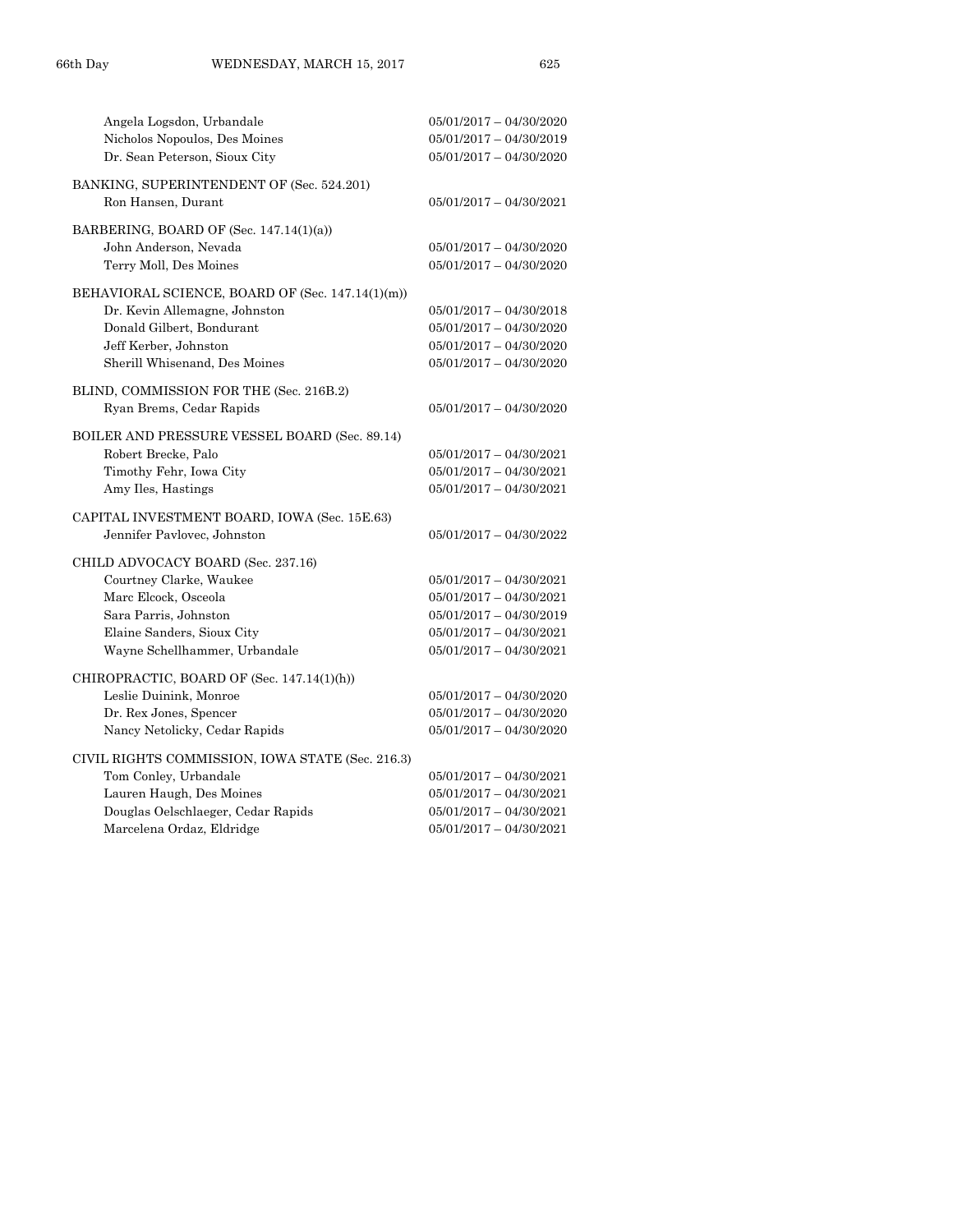Angela Logsdon, Urbandale 05/01/2017 – 04/30/2020
Nicholos Nopoulos, Des Moines 05/01/2017 – 04/30/2019
Dr. Sean Peterson, Sioux City 05/01/2017 – 04/30/2020

BANKING, SUPERINTENDENT OF (Sec. 524.201)
Ron Hansen, Durant 05/01/2017 – 04/30/2021

BARBERING, BOARD OF (Sec. 147.14(1)(a))
John Anderson, Nevada 05/01/2017 – 04/30/2020
Terry Moll, Des Moines 05/01/2017 – 04/30/2020

BEHAVIORAL SCIENCE, BOARD OF (Sec. 147.14(1)(m))
Dr. Kevin Allemagne, Johnston 05/01/2017 – 04/30/2018
Donald Gilbert, Bondurant 05/01/2017 – 04/30/2020
Jeff Kerber, Johnston 05/01/2017 – 04/30/2020
Sherill Whisenand, Des Moines 05/01/2017 – 04/30/2020

BLIND, COMMISSION FOR THE (Sec. 216B.2)
Ryan Brems, Cedar Rapids 05/01/2017 – 04/30/2020

BOILER AND PRESSURE VESSEL BOARD (Sec. 89.14)
Robert Brecke, Palo 05/01/2017 – 04/30/2021
Timothy Fehr, Iowa City 05/01/2017 – 04/30/2021
Amy Iles, Hastings 05/01/2017 – 04/30/2021

CAPITAL INVESTMENT BOARD, IOWA (Sec. 15E.63)
Jennifer Pavlovec, Johnston 05/01/2017 – 04/30/2022

CHILD ADVOCACY BOARD (Sec. 237.16)
Courtney Clarke, Waukee 05/01/2017 – 04/30/2021
Marc Elcock, Osceola 05/01/2017 – 04/30/2021
Sara Parris, Johnston 05/01/2017 – 04/30/2019
Elaine Sanders, Sioux City 05/01/2017 – 04/30/2021
Wayne Schellhammer, Urbandale 05/01/2017 – 04/30/2021

CHIROPRACTIC, BOARD OF (Sec. 147.14(1)(h))
Leslie Duinink, Monroe 05/01/2017 – 04/30/2020
Dr. Rex Jones, Spencer 05/01/2017 – 04/30/2020
Nancy Netolicky, Cedar Rapids 05/01/2017 – 04/30/2020

CIVIL RIGHTS COMMISSION, IOWA STATE (Sec. 216.3)
Tom Conley, Urbandale 05/01/2017 – 04/30/2021
Lauren Haugh, Des Moines 05/01/2017 – 04/30/2021
Douglas Oelschlaeger, Cedar Rapids 05/01/2017 – 04/30/2021
Marcelena Ordaz, Eldridge 05/01/2017 – 04/30/2021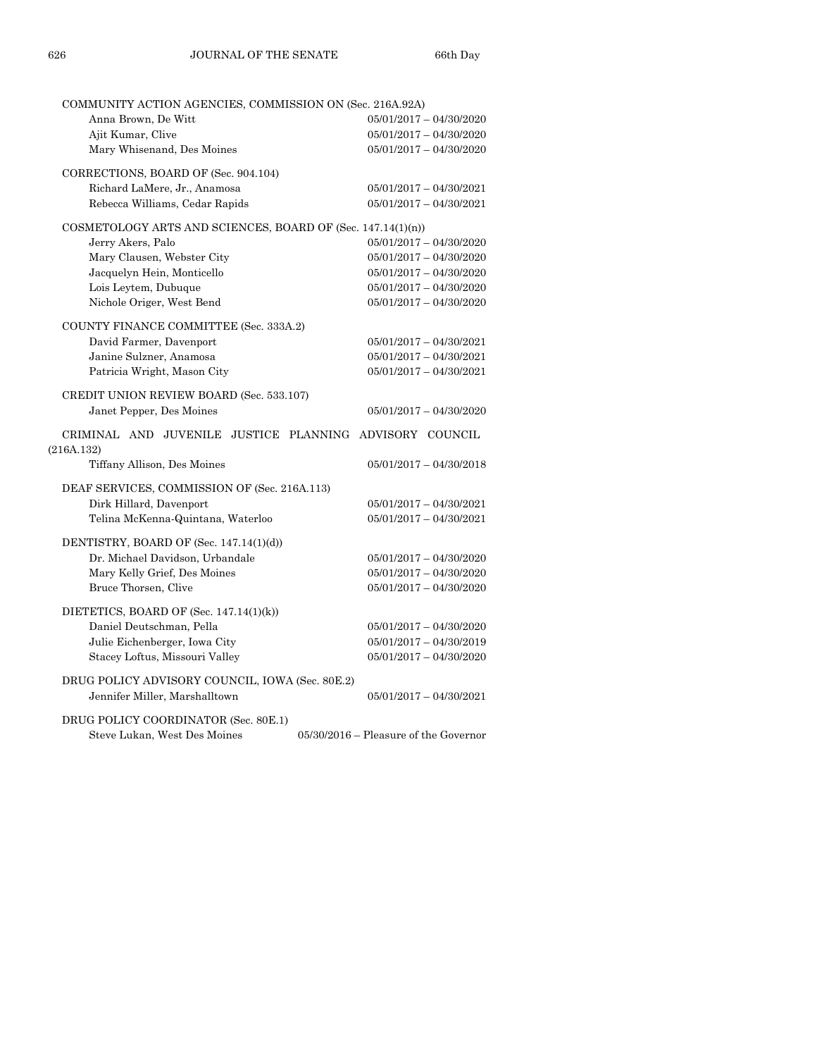COMMUNITY ACTION AGENCIES, COMMISSION ON (Sec. 216A.92A)

| | |
|---|---|
| Anna Brown, De Witt | 05/01/2017 – 04/30/2020 |
| Ajit Kumar, Clive | 05/01/2017 – 04/30/2020 |
| Mary Whisenand, Des Moines | 05/01/2017 – 04/30/2020 |

CORRECTIONS, BOARD OF (Sec. 904.104)

| | |
|---|---|
| Richard LaMere, Jr., Anamosa | 05/01/2017 – 04/30/2021 |
| Rebecca Williams, Cedar Rapids | 05/01/2017 – 04/30/2021 |

COSMETOLOGY ARTS AND SCIENCES, BOARD OF (Sec. 147.14(1)(n))

| | |
|---|---|
| Jerry Akers, Palo | 05/01/2017 – 04/30/2020 |
| Mary Clausen, Webster City | 05/01/2017 – 04/30/2020 |
| Jacquelyn Hein, Monticello | 05/01/2017 – 04/30/2020 |
| Lois Leytem, Dubuque | 05/01/2017 – 04/30/2020 |
| Nichole Origer, West Bend | 05/01/2017 – 04/30/2020 |

COUNTY FINANCE COMMITTEE (Sec. 333A.2)

| | |
|---|---|
| David Farmer, Davenport | 05/01/2017 – 04/30/2021 |
| Janine Sulzner, Anamosa | 05/01/2017 – 04/30/2021 |
| Patricia Wright, Mason City | 05/01/2017 – 04/30/2021 |

CREDIT UNION REVIEW BOARD (Sec. 533.107)

| | |
|---|---|
| Janet Pepper, Des Moines | 05/01/2017 – 04/30/2020 |

CRIMINAL AND JUVENILE JUSTICE PLANNING ADVISORY COUNCIL (216A.132)

| | |
|---|---|
| Tiffany Allison, Des Moines | 05/01/2017 – 04/30/2018 |

DEAF SERVICES, COMMISSION OF (Sec. 216A.113)

| | |
|---|---|
| Dirk Hillard, Davenport | 05/01/2017 – 04/30/2021 |
| Telina McKenna-Quintana, Waterloo | 05/01/2017 – 04/30/2021 |

DENTISTRY, BOARD OF (Sec. 147.14(1)(d))

| | |
|---|---|
| Dr. Michael Davidson, Urbandale | 05/01/2017 – 04/30/2020 |
| Mary Kelly Grief, Des Moines | 05/01/2017 – 04/30/2020 |
| Bruce Thorsen, Clive | 05/01/2017 – 04/30/2020 |

DIETETICS, BOARD OF (Sec. 147.14(1)(k))

| | |
|---|---|
| Daniel Deutschman, Pella | 05/01/2017 – 04/30/2020 |
| Julie Eichenberger, Iowa City | 05/01/2017 – 04/30/2019 |
| Stacey Loftus, Missouri Valley | 05/01/2017 – 04/30/2020 |

DRUG POLICY ADVISORY COUNCIL, IOWA (Sec. 80E.2)

| | |
|---|---|
| Jennifer Miller, Marshalltown | 05/01/2017 – 04/30/2021 |

DRUG POLICY COORDINATOR (Sec. 80E.1)

| | |
|---|---|
| Steve Lukan, West Des Moines | 05/30/2016 – Pleasure of the Governor |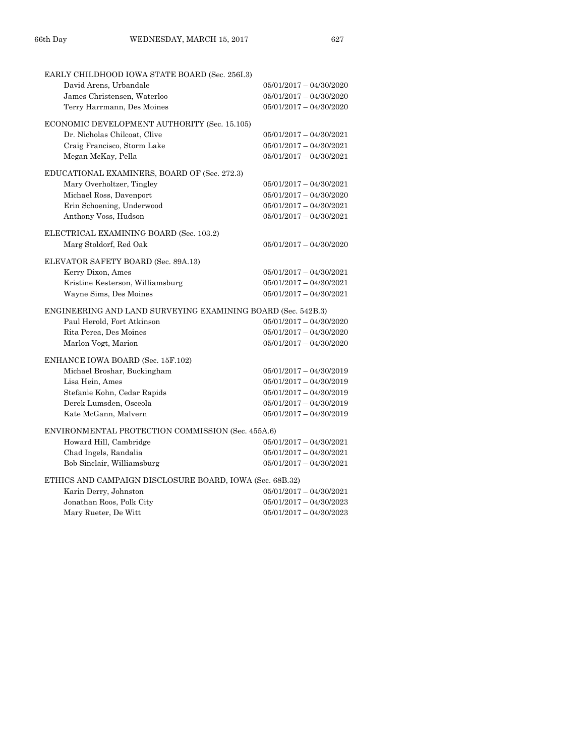EARLY CHILDHOOD IOWA STATE BOARD (Sec. 256I.3)

| | |
|---|---|
| David Arens, Urbandale | 05/01/2017 – 04/30/2020 |
| James Christensen, Waterloo | 05/01/2017 – 04/30/2020 |
| Terry Harrmann, Des Moines | 05/01/2017 – 04/30/2020 |

ECONOMIC DEVELOPMENT AUTHORITY (Sec. 15.105)

| | |
|---|---|
| Dr. Nicholas Chilcoat, Clive | 05/01/2017 – 04/30/2021 |
| Craig Francisco, Storm Lake | 05/01/2017 – 04/30/2021 |
| Megan McKay, Pella | 05/01/2017 – 04/30/2021 |

EDUCATIONAL EXAMINERS, BOARD OF (Sec. 272.3)

| | |
|---|---|
| Mary Overholtzer, Tingley | 05/01/2017 – 04/30/2021 |
| Michael Ross, Davenport | 05/01/2017 – 04/30/2020 |
| Erin Schoening, Underwood | 05/01/2017 – 04/30/2021 |
| Anthony Voss, Hudson | 05/01/2017 – 04/30/2021 |

ELECTRICAL EXAMINING BOARD (Sec. 103.2)

| | |
|---|---|
| Marg Stoldorf, Red Oak | 05/01/2017 – 04/30/2020 |

ELEVATOR SAFETY BOARD (Sec. 89A.13)

| | |
|---|---|
| Kerry Dixon, Ames | 05/01/2017 – 04/30/2021 |
| Kristine Kesterson, Williamsburg | 05/01/2017 – 04/30/2021 |
| Wayne Sims, Des Moines | 05/01/2017 – 04/30/2021 |

ENGINEERING AND LAND SURVEYING EXAMINING BOARD (Sec. 542B.3)

| | |
|---|---|
| Paul Herold, Fort Atkinson | 05/01/2017 – 04/30/2020 |
| Rita Perea, Des Moines | 05/01/2017 – 04/30/2020 |
| Marlon Vogt, Marion | 05/01/2017 – 04/30/2020 |

ENHANCE IOWA BOARD (Sec. 15F.102)

| | |
|---|---|
| Michael Broshar, Buckingham | 05/01/2017 – 04/30/2019 |
| Lisa Hein, Ames | 05/01/2017 – 04/30/2019 |
| Stefanie Kohn, Cedar Rapids | 05/01/2017 – 04/30/2019 |
| Derek Lumsden, Osceola | 05/01/2017 – 04/30/2019 |
| Kate McGann, Malvern | 05/01/2017 – 04/30/2019 |

ENVIRONMENTAL PROTECTION COMMISSION (Sec. 455A.6)

| | |
|---|---|
| Howard Hill, Cambridge | 05/01/2017 – 04/30/2021 |
| Chad Ingels, Randalia | 05/01/2017 – 04/30/2021 |
| Bob Sinclair, Williamsburg | 05/01/2017 – 04/30/2021 |

ETHICS AND CAMPAIGN DISCLOSURE BOARD, IOWA (Sec. 68B.32)

| | |
|---|---|
| Karin Derry, Johnston | 05/01/2017 – 04/30/2021 |
| Jonathan Roos, Polk City | 05/01/2017 – 04/30/2023 |
| Mary Rueter, De Witt | 05/01/2017 – 04/30/2023 |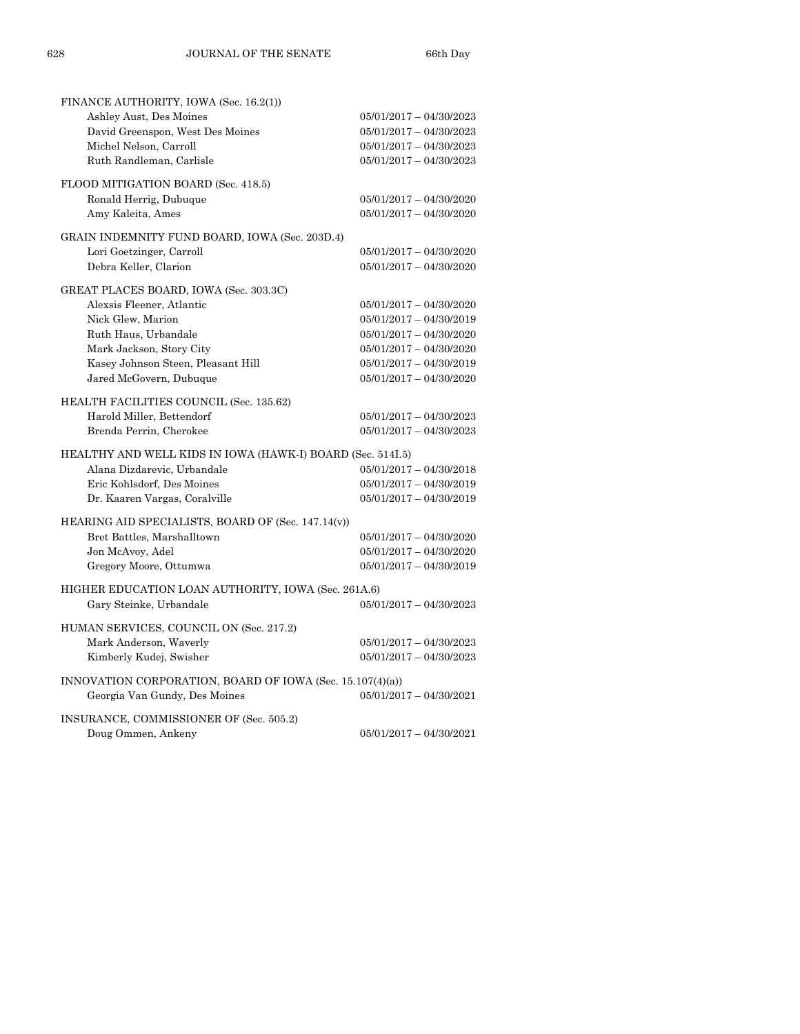FINANCE AUTHORITY, IOWA (Sec. 16.2(1))

| | |
|---|---|
| Ashley Aust, Des Moines | 05/01/2017 – 04/30/2023 |
| David Greenspon, West Des Moines | 05/01/2017 – 04/30/2023 |
| Michel Nelson, Carroll | 05/01/2017 – 04/30/2023 |
| Ruth Randleman, Carlisle | 05/01/2017 – 04/30/2023 |

FLOOD MITIGATION BOARD (Sec. 418.5)

| | |
|---|---|
| Ronald Herrig, Dubuque | 05/01/2017 – 04/30/2020 |
| Amy Kaleita, Ames | 05/01/2017 – 04/30/2020 |

GRAIN INDEMNITY FUND BOARD, IOWA (Sec. 203D.4)

| | |
|---|---|
| Lori Goetzinger, Carroll | 05/01/2017 – 04/30/2020 |
| Debra Keller, Clarion | 05/01/2017 – 04/30/2020 |

GREAT PLACES BOARD, IOWA (Sec. 303.3C)

| | |
|---|---|
| Alexsis Fleener, Atlantic | 05/01/2017 – 04/30/2020 |
| Nick Glew, Marion | 05/01/2017 – 04/30/2019 |
| Ruth Haus, Urbandale | 05/01/2017 – 04/30/2020 |
| Mark Jackson, Story City | 05/01/2017 – 04/30/2020 |
| Kasey Johnson Steen, Pleasant Hill | 05/01/2017 – 04/30/2019 |
| Jared McGovern, Dubuque | 05/01/2017 – 04/30/2020 |

HEALTH FACILITIES COUNCIL (Sec. 135.62)

| | |
|---|---|
| Harold Miller, Bettendorf | 05/01/2017 – 04/30/2023 |
| Brenda Perrin, Cherokee | 05/01/2017 – 04/30/2023 |

HEALTHY AND WELL KIDS IN IOWA (HAWK-I) BOARD (Sec. 514I.5)

| | |
|---|---|
| Alana Dizdarevic, Urbandale | 05/01/2017 – 04/30/2018 |
| Eric Kohlsdorf, Des Moines | 05/01/2017 – 04/30/2019 |
| Dr. Kaaren Vargas, Coralville | 05/01/2017 – 04/30/2019 |

HEARING AID SPECIALISTS, BOARD OF (Sec. 147.14(v))

| | |
|---|---|
| Bret Battles, Marshalltown | 05/01/2017 – 04/30/2020 |
| Jon McAvoy, Adel | 05/01/2017 – 04/30/2020 |
| Gregory Moore, Ottumwa | 05/01/2017 – 04/30/2019 |

HIGHER EDUCATION LOAN AUTHORITY, IOWA (Sec. 261A.6)

| | |
|---|---|
| Gary Steinke, Urbandale | 05/01/2017 – 04/30/2023 |

HUMAN SERVICES, COUNCIL ON (Sec. 217.2)

| | |
|---|---|
| Mark Anderson, Waverly | 05/01/2017 – 04/30/2023 |
| Kimberly Kudej, Swisher | 05/01/2017 – 04/30/2023 |

INNOVATION CORPORATION, BOARD OF IOWA (Sec. 15.107(4)(a))

| | |
|---|---|
| Georgia Van Gundy, Des Moines | 05/01/2017 – 04/30/2021 |

INSURANCE, COMMISSIONER OF (Sec. 505.2)

| | |
|---|---|
| Doug Ommen, Ankeny | 05/01/2017 – 04/30/2021 |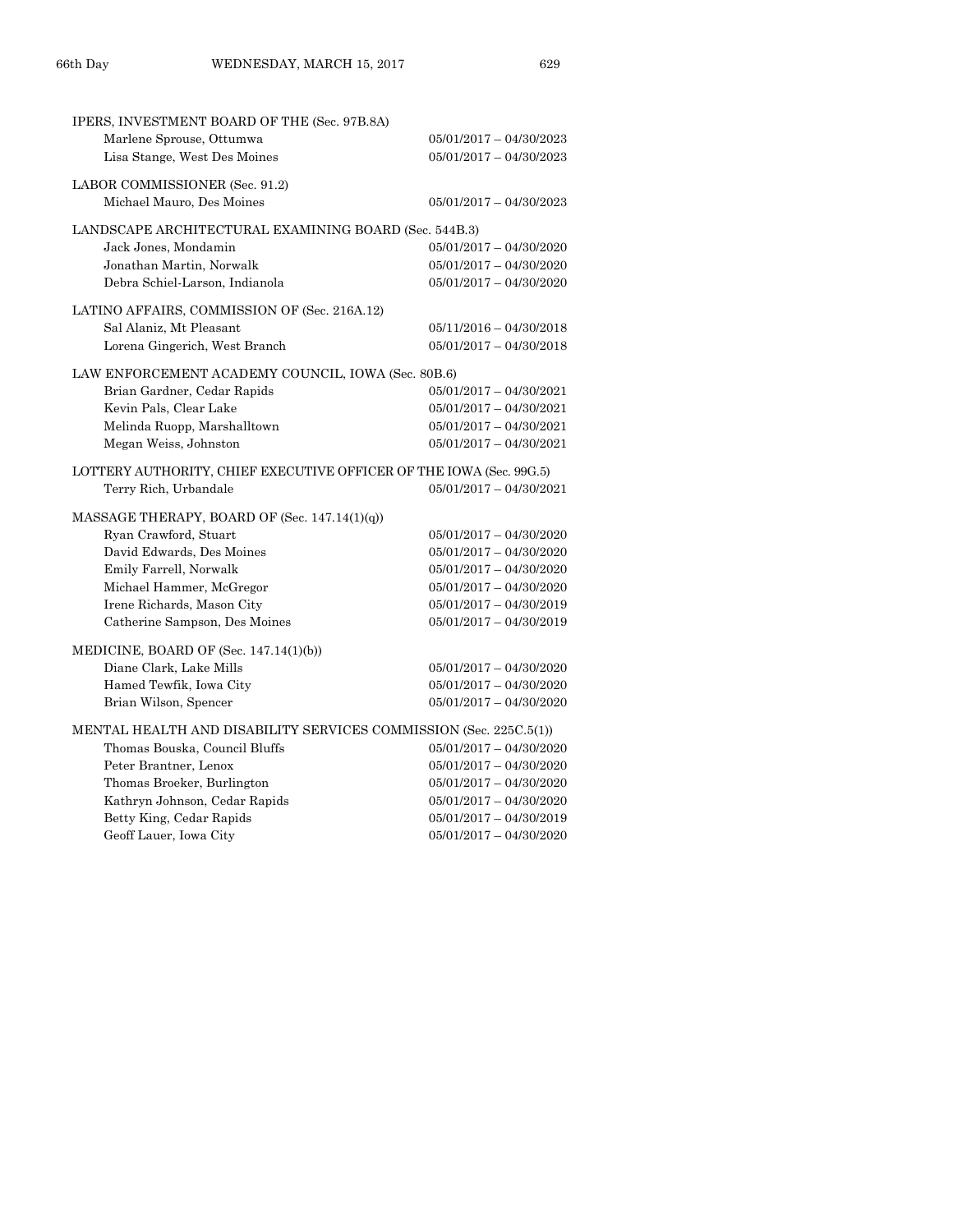IPERS, INVESTMENT BOARD OF THE (Sec. 97B.8A)

| | |
|---|---|
| Marlene Sprouse, Ottumwa | 05/01/2017 – 04/30/2023 |
| Lisa Stange, West Des Moines | 05/01/2017 – 04/30/2023 |

LABOR COMMISSIONER (Sec. 91.2)

| | |
|---|---|
| Michael Mauro, Des Moines | 05/01/2017 – 04/30/2023 |

LANDSCAPE ARCHITECTURAL EXAMINING BOARD (Sec. 544B.3)

| | |
|---|---|
| Jack Jones, Mondamin | 05/01/2017 – 04/30/2020 |
| Jonathan Martin, Norwalk | 05/01/2017 – 04/30/2020 |
| Debra Schiel-Larson, Indianola | 05/01/2017 – 04/30/2020 |

LATINO AFFAIRS, COMMISSION OF (Sec. 216A.12)

| | |
|---|---|
| Sal Alaniz, Mt Pleasant | 05/11/2016 – 04/30/2018 |
| Lorena Gingerich, West Branch | 05/01/2017 – 04/30/2018 |

LAW ENFORCEMENT ACADEMY COUNCIL, IOWA (Sec. 80B.6)

| | |
|---|---|
| Brian Gardner, Cedar Rapids | 05/01/2017 – 04/30/2021 |
| Kevin Pals, Clear Lake | 05/01/2017 – 04/30/2021 |
| Melinda Ruopp, Marshalltown | 05/01/2017 – 04/30/2021 |
| Megan Weiss, Johnston | 05/01/2017 – 04/30/2021 |

LOTTERY AUTHORITY, CHIEF EXECUTIVE OFFICER OF THE IOWA (Sec. 99G.5)

| | |
|---|---|
| Terry Rich, Urbandale | 05/01/2017 – 04/30/2021 |

MASSAGE THERAPY, BOARD OF (Sec. 147.14(1)(q))

| | |
|---|---|
| Ryan Crawford, Stuart | 05/01/2017 – 04/30/2020 |
| David Edwards, Des Moines | 05/01/2017 – 04/30/2020 |
| Emily Farrell, Norwalk | 05/01/2017 – 04/30/2020 |
| Michael Hammer, McGregor | 05/01/2017 – 04/30/2020 |
| Irene Richards, Mason City | 05/01/2017 – 04/30/2019 |
| Catherine Sampson, Des Moines | 05/01/2017 – 04/30/2019 |

MEDICINE, BOARD OF (Sec. 147.14(1)(b))

| | |
|---|---|
| Diane Clark, Lake Mills | 05/01/2017 – 04/30/2020 |
| Hamed Tewfik, Iowa City | 05/01/2017 – 04/30/2020 |
| Brian Wilson, Spencer | 05/01/2017 – 04/30/2020 |

MENTAL HEALTH AND DISABILITY SERVICES COMMISSION (Sec. 225C.5(1))

| | |
|---|---|
| Thomas Bouska, Council Bluffs | 05/01/2017 – 04/30/2020 |
| Peter Brantner, Lenox | 05/01/2017 – 04/30/2020 |
| Thomas Broeker, Burlington | 05/01/2017 – 04/30/2020 |
| Kathryn Johnson, Cedar Rapids | 05/01/2017 – 04/30/2020 |
| Betty King, Cedar Rapids | 05/01/2017 – 04/30/2019 |
| Geoff Lauer, Iowa City | 05/01/2017 – 04/30/2020 |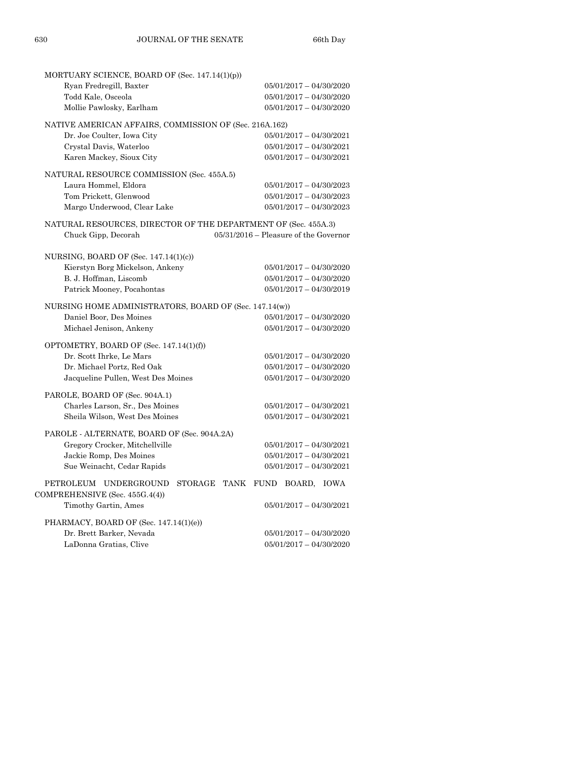MORTUARY SCIENCE, BOARD OF (Sec. 147.14(1)(p))

| | |
|---|---|
| Ryan Fredregill, Baxter | 05/01/2017 – 04/30/2020 |
| Todd Kale, Osceola | 05/01/2017 – 04/30/2020 |
| Mollie Pawlosky, Earlham | 05/01/2017 – 04/30/2020 |

NATIVE AMERICAN AFFAIRS, COMMISSION OF (Sec. 216A.162)

| | |
|---|---|
| Dr. Joe Coulter, Iowa City | 05/01/2017 – 04/30/2021 |
| Crystal Davis, Waterloo | 05/01/2017 – 04/30/2021 |
| Karen Mackey, Sioux City | 05/01/2017 – 04/30/2021 |

NATURAL RESOURCE COMMISSION (Sec. 455A.5)

| | |
|---|---|
| Laura Hommel, Eldora | 05/01/2017 – 04/30/2023 |
| Tom Prickett, Glenwood | 05/01/2017 – 04/30/2023 |
| Margo Underwood, Clear Lake | 05/01/2017 – 04/30/2023 |

NATURAL RESOURCES, DIRECTOR OF THE DEPARTMENT OF (Sec. 455A.3)

| | |
|---|---|
| Chuck Gipp, Decorah | 05/31/2016 – Pleasure of the Governor |

NURSING, BOARD OF (Sec. 147.14(1)(c))

| | |
|---|---|
| Kierstyn Borg Mickelson, Ankeny | 05/01/2017 – 04/30/2020 |
| B. J. Hoffman, Liscomb | 05/01/2017 – 04/30/2020 |
| Patrick Mooney, Pocahontas | 05/01/2017 – 04/30/2019 |

NURSING HOME ADMINISTRATORS, BOARD OF (Sec. 147.14(w))

| | |
|---|---|
| Daniel Boor, Des Moines | 05/01/2017 – 04/30/2020 |
| Michael Jenison, Ankeny | 05/01/2017 – 04/30/2020 |

OPTOMETRY, BOARD OF (Sec. 147.14(1)(f))

| | |
|---|---|
| Dr. Scott Ihrke, Le Mars | 05/01/2017 – 04/30/2020 |
| Dr. Michael Portz, Red Oak | 05/01/2017 – 04/30/2020 |
| Jacqueline Pullen, West Des Moines | 05/01/2017 – 04/30/2020 |

PAROLE, BOARD OF (Sec. 904A.1)

| | |
|---|---|
| Charles Larson, Sr., Des Moines | 05/01/2017 – 04/30/2021 |
| Sheila Wilson, West Des Moines | 05/01/2017 – 04/30/2021 |

PAROLE - ALTERNATE, BOARD OF (Sec. 904A.2A)

| | |
|---|---|
| Gregory Crocker, Mitchellville | 05/01/2017 – 04/30/2021 |
| Jackie Romp, Des Moines | 05/01/2017 – 04/30/2021 |
| Sue Weinacht, Cedar Rapids | 05/01/2017 – 04/30/2021 |

PETROLEUM UNDERGROUND STORAGE TANK FUND BOARD, IOWA COMPREHENSIVE (Sec. 455G.4(4))

| | |
|---|---|
| Timothy Gartin, Ames | 05/01/2017 – 04/30/2021 |

PHARMACY, BOARD OF (Sec. 147.14(1)(e))

| | |
|---|---|
| Dr. Brett Barker, Nevada | 05/01/2017 – 04/30/2020 |
| LaDonna Gratias, Clive | 05/01/2017 – 04/30/2020 |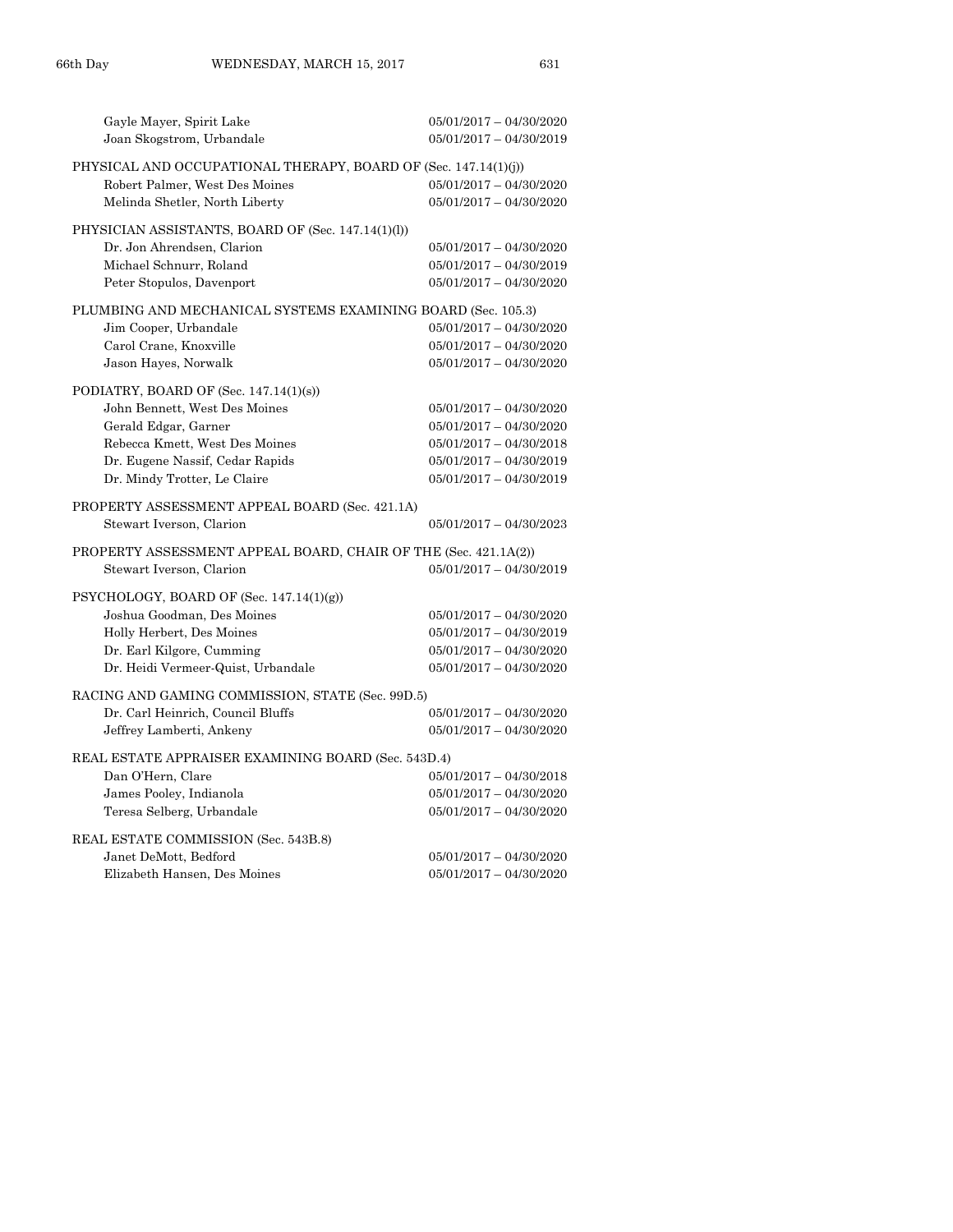Gayle Mayer, Spirit Lake 05/01/2017 – 04/30/2020
Joan Skogstrom, Urbandale 05/01/2017 – 04/30/2019

PHYSICAL AND OCCUPATIONAL THERAPY, BOARD OF (Sec. 147.14(1)(j))

Robert Palmer, West Des Moines 05/01/2017 – 04/30/2020
Melinda Shetler, North Liberty 05/01/2017 – 04/30/2020

PHYSICIAN ASSISTANTS, BOARD OF (Sec. 147.14(1)(l))

Dr. Jon Ahrendsen, Clarion 05/01/2017 – 04/30/2020
Michael Schnurr, Roland 05/01/2017 – 04/30/2019
Peter Stopulos, Davenport 05/01/2017 – 04/30/2020

PLUMBING AND MECHANICAL SYSTEMS EXAMINING BOARD (Sec. 105.3)

Jim Cooper, Urbandale 05/01/2017 – 04/30/2020
Carol Crane, Knoxville 05/01/2017 – 04/30/2020
Jason Hayes, Norwalk 05/01/2017 – 04/30/2020

PODIATRY, BOARD OF (Sec. 147.14(1)(s))

John Bennett, West Des Moines 05/01/2017 – 04/30/2020
Gerald Edgar, Garner 05/01/2017 – 04/30/2020
Rebecca Kmett, West Des Moines 05/01/2017 – 04/30/2018
Dr. Eugene Nassif, Cedar Rapids 05/01/2017 – 04/30/2019
Dr. Mindy Trotter, Le Claire 05/01/2017 – 04/30/2019

PROPERTY ASSESSMENT APPEAL BOARD (Sec. 421.1A)

Stewart Iverson, Clarion 05/01/2017 – 04/30/2023

PROPERTY ASSESSMENT APPEAL BOARD, CHAIR OF THE (Sec. 421.1A(2))

Stewart Iverson, Clarion 05/01/2017 – 04/30/2019

PSYCHOLOGY, BOARD OF (Sec. 147.14(1)(g))

Joshua Goodman, Des Moines 05/01/2017 – 04/30/2020
Holly Herbert, Des Moines 05/01/2017 – 04/30/2019
Dr. Earl Kilgore, Cumming 05/01/2017 – 04/30/2020
Dr. Heidi Vermeer-Quist, Urbandale 05/01/2017 – 04/30/2020

RACING AND GAMING COMMISSION, STATE (Sec. 99D.5)

Dr. Carl Heinrich, Council Bluffs 05/01/2017 – 04/30/2020
Jeffrey Lamberti, Ankeny 05/01/2017 – 04/30/2020

REAL ESTATE APPRAISER EXAMINING BOARD (Sec. 543D.4)

Dan O'Hern, Clare 05/01/2017 – 04/30/2018
James Pooley, Indianola 05/01/2017 – 04/30/2020
Teresa Selberg, Urbandale 05/01/2017 – 04/30/2020

REAL ESTATE COMMISSION (Sec. 543B.8)

Janet DeMott, Bedford 05/01/2017 – 04/30/2020
Elizabeth Hansen, Des Moines 05/01/2017 – 04/30/2020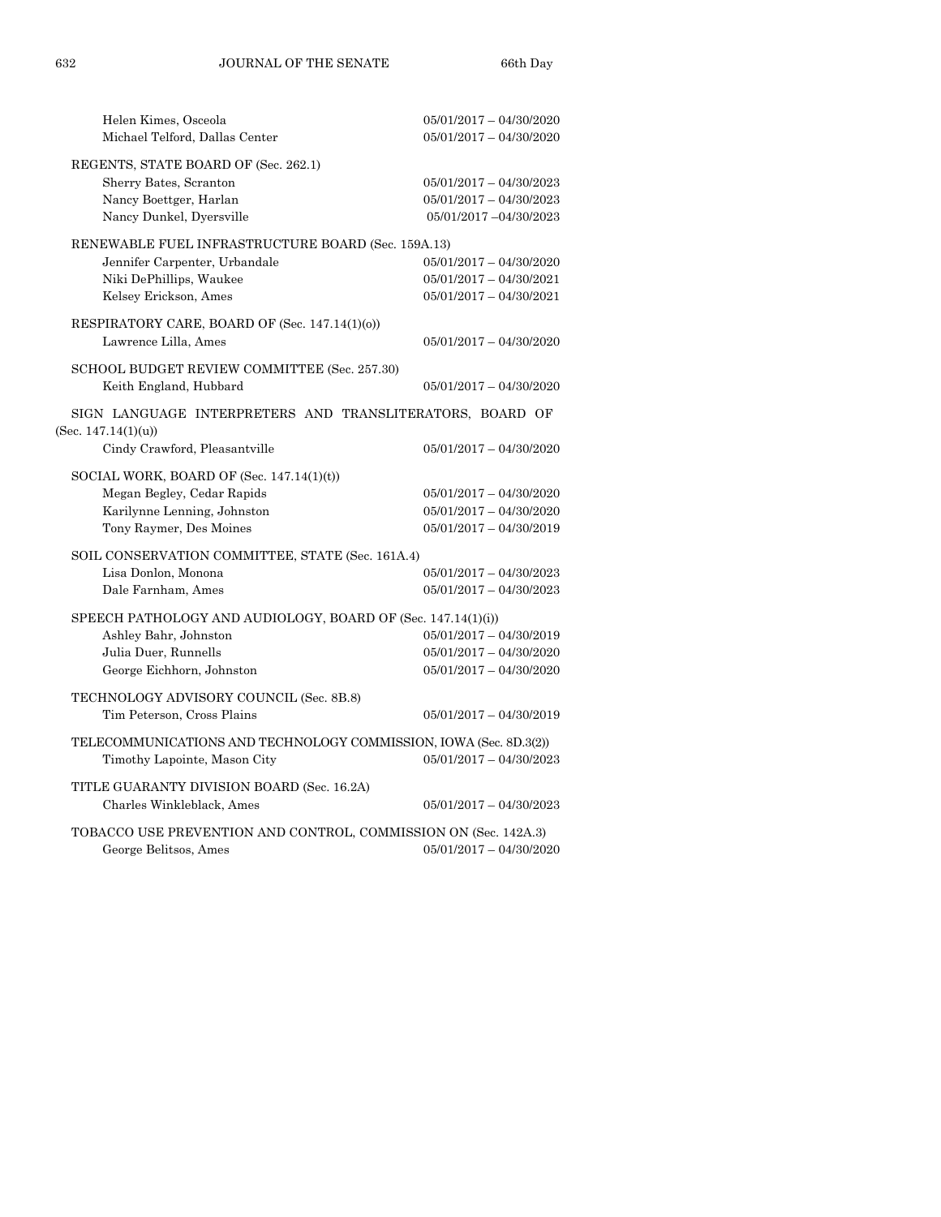Helen Kimes, Osceola 05/01/2017 – 04/30/2020
Michael Telford, Dallas Center 05/01/2017 – 04/30/2020

REGENTS, STATE BOARD OF (Sec. 262.1)
Sherry Bates, Scranton 05/01/2017 – 04/30/2023
Nancy Boettger, Harlan 05/01/2017 – 04/30/2023
Nancy Dunkel, Dyersville 05/01/2017 –04/30/2023

RENEWABLE FUEL INFRASTRUCTURE BOARD (Sec. 159A.13)
Jennifer Carpenter, Urbandale 05/01/2017 – 04/30/2020
Niki DePhillips, Waukee 05/01/2017 – 04/30/2021
Kelsey Erickson, Ames 05/01/2017 – 04/30/2021

RESPIRATORY CARE, BOARD OF (Sec. 147.14(1)(o))
Lawrence Lilla, Ames 05/01/2017 – 04/30/2020

SCHOOL BUDGET REVIEW COMMITTEE (Sec. 257.30)
Keith England, Hubbard 05/01/2017 – 04/30/2020

SIGN LANGUAGE INTERPRETERS AND TRANSLITERATORS, BOARD OF (Sec. 147.14(1)(u))
Cindy Crawford, Pleasantville 05/01/2017 – 04/30/2020

SOCIAL WORK, BOARD OF (Sec. 147.14(1)(t))
Megan Begley, Cedar Rapids 05/01/2017 – 04/30/2020
Karilynne Lenning, Johnston 05/01/2017 – 04/30/2020
Tony Raymer, Des Moines 05/01/2017 – 04/30/2019

SOIL CONSERVATION COMMITTEE, STATE (Sec. 161A.4)
Lisa Donlon, Monona 05/01/2017 – 04/30/2023
Dale Farnham, Ames 05/01/2017 – 04/30/2023

SPEECH PATHOLOGY AND AUDIOLOGY, BOARD OF (Sec. 147.14(1)(i))
Ashley Bahr, Johnston 05/01/2017 – 04/30/2019
Julia Duer, Runnells 05/01/2017 – 04/30/2020
George Eichhorn, Johnston 05/01/2017 – 04/30/2020

TECHNOLOGY ADVISORY COUNCIL (Sec. 8B.8)
Tim Peterson, Cross Plains 05/01/2017 – 04/30/2019

TELECOMMUNICATIONS AND TECHNOLOGY COMMISSION, IOWA (Sec. 8D.3(2))
Timothy Lapointe, Mason City 05/01/2017 – 04/30/2023

TITLE GUARANTY DIVISION BOARD (Sec. 16.2A)
Charles Winkleblack, Ames 05/01/2017 – 04/30/2023

TOBACCO USE PREVENTION AND CONTROL, COMMISSION ON (Sec. 142A.3)
George Belitsos, Ames 05/01/2017 – 04/30/2020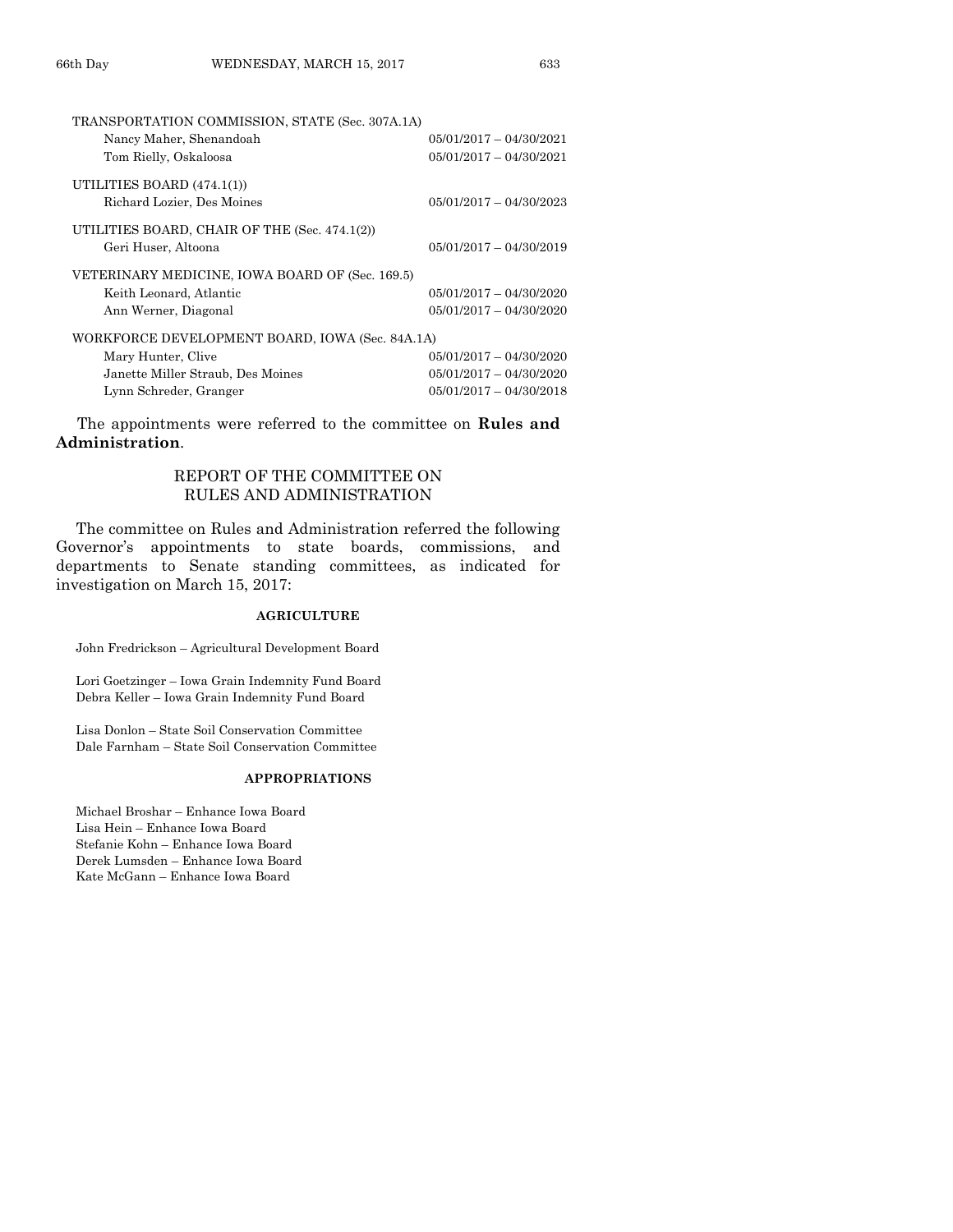TRANSPORTATION COMMISSION, STATE (Sec. 307A.1A)

| | |
|---|---|
| Nancy Maher, Shenandoah | 05/01/2017 – 04/30/2021 |
| Tom Rielly, Oskaloosa | 05/01/2017 – 04/30/2021 |

UTILITIES BOARD (474.1(1))

| | |
|---|---|
| Richard Lozier, Des Moines | 05/01/2017 – 04/30/2023 |

UTILITIES BOARD, CHAIR OF THE (Sec. 474.1(2))

| | |
|---|---|
| Geri Huser, Altoona | 05/01/2017 – 04/30/2019 |

VETERINARY MEDICINE, IOWA BOARD OF (Sec. 169.5)

| | |
|---|---|
| Keith Leonard, Atlantic | 05/01/2017 – 04/30/2020 |
| Ann Werner, Diagonal | 05/01/2017 – 04/30/2020 |

WORKFORCE DEVELOPMENT BOARD, IOWA (Sec. 84A.1A)

| | |
|---|---|
| Mary Hunter, Clive | 05/01/2017 – 04/30/2020 |
| Janette Miller Straub, Des Moines | 05/01/2017 – 04/30/2020 |
| Lynn Schreder, Granger | 05/01/2017 – 04/30/2018 |

The appointments were referred to the committee on **Rules and Administration**.

## REPORT OF THE COMMITTEE ON RULES AND ADMINISTRATION

The committee on Rules and Administration referred the following Governor's appointments to state boards, commissions, and departments to Senate standing committees, as indicated for investigation on March 15, 2017:

### AGRICULTURE

John Fredrickson – Agricultural Development Board

Lori Goetzinger – Iowa Grain Indemnity Fund Board
Debra Keller – Iowa Grain Indemnity Fund Board

Lisa Donlon – State Soil Conservation Committee
Dale Farnham – State Soil Conservation Committee

### APPROPRIATIONS

Michael Broshar – Enhance Iowa Board
Lisa Hein – Enhance Iowa Board
Stefanie Kohn – Enhance Iowa Board
Derek Lumsden – Enhance Iowa Board
Kate McGann – Enhance Iowa Board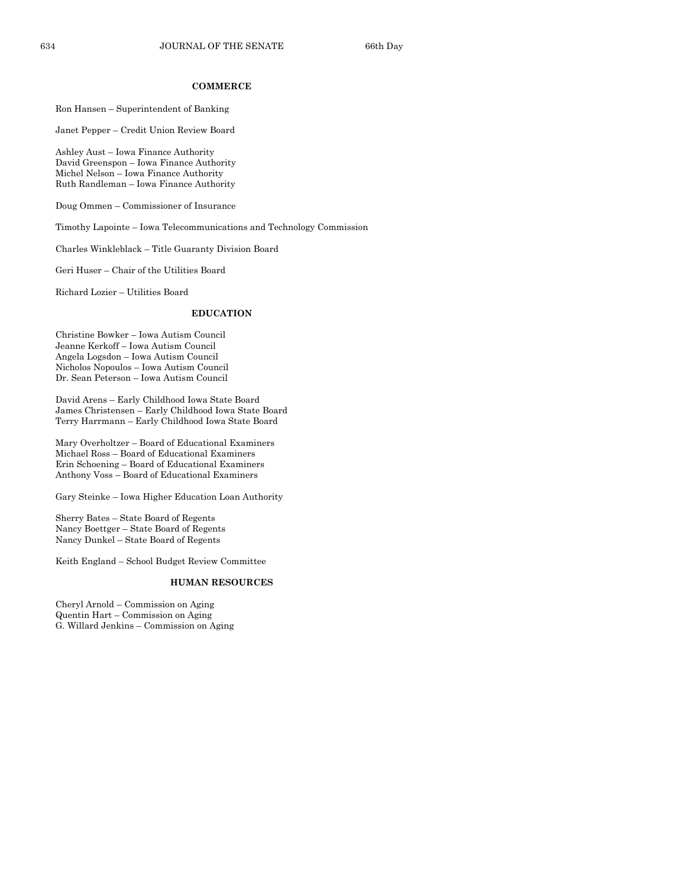### COMMERCE

Ron Hansen – Superintendent of Banking

Janet Pepper – Credit Union Review Board

Ashley Aust – Iowa Finance Authority
David Greenspon – Iowa Finance Authority
Michel Nelson – Iowa Finance Authority
Ruth Randleman – Iowa Finance Authority

Doug Ommen – Commissioner of Insurance

Timothy Lapointe – Iowa Telecommunications and Technology Commission

Charles Winkleblack – Title Guaranty Division Board

Geri Huser – Chair of the Utilities Board

Richard Lozier – Utilities Board

### EDUCATION

Christine Bowker – Iowa Autism Council
Jeanne Kerkoff – Iowa Autism Council
Angela Logsdon – Iowa Autism Council
Nicholos Nopoulos – Iowa Autism Council
Dr. Sean Peterson – Iowa Autism Council

David Arens – Early Childhood Iowa State Board
James Christensen – Early Childhood Iowa State Board
Terry Harrmann – Early Childhood Iowa State Board

Mary Overholtzer – Board of Educational Examiners
Michael Ross – Board of Educational Examiners
Erin Schoening – Board of Educational Examiners
Anthony Voss – Board of Educational Examiners

Gary Steinke – Iowa Higher Education Loan Authority

Sherry Bates – State Board of Regents
Nancy Boettger – State Board of Regents
Nancy Dunkel – State Board of Regents

Keith England – School Budget Review Committee

### HUMAN RESOURCES

Cheryl Arnold – Commission on Aging
Quentin Hart – Commission on Aging
G. Willard Jenkins – Commission on Aging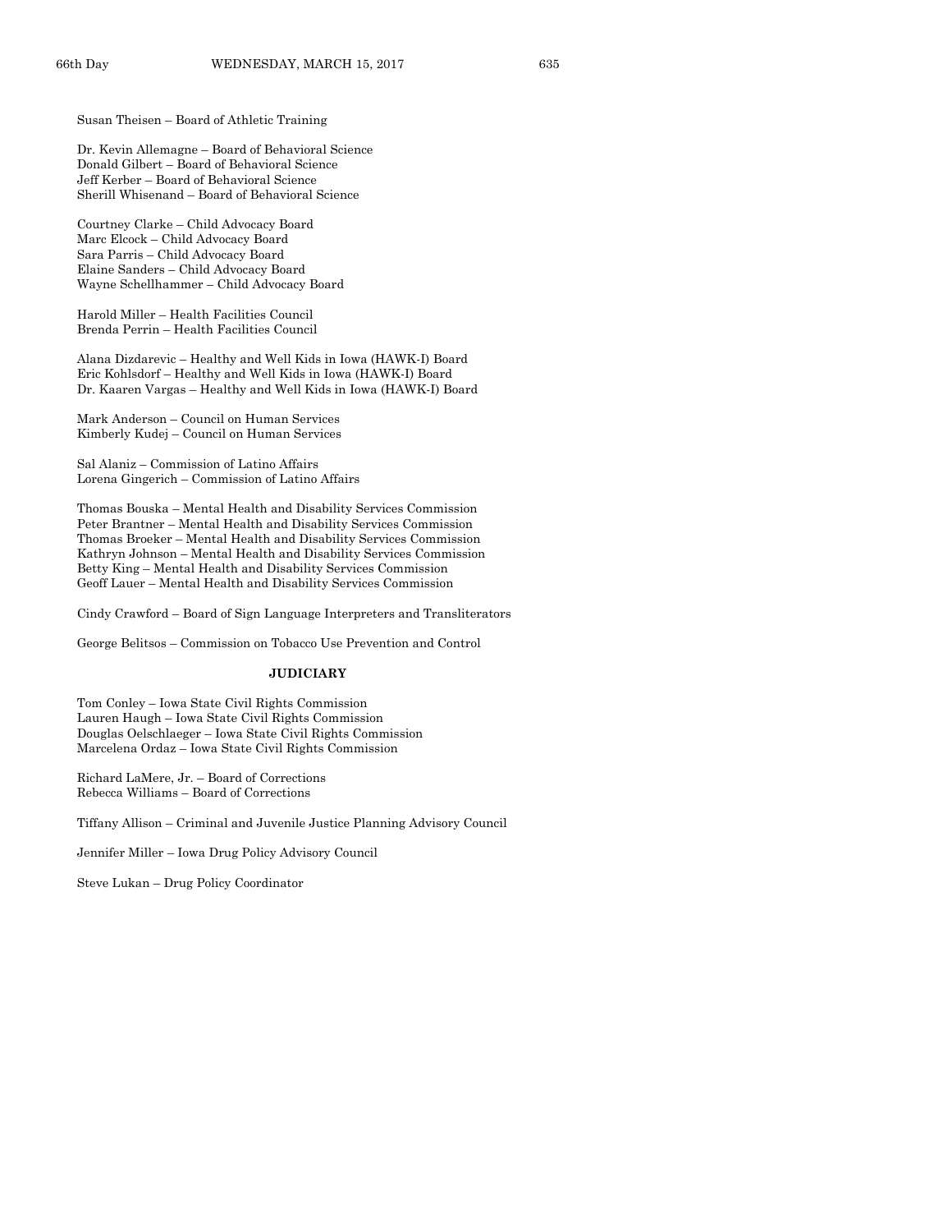Susan Theisen – Board of Athletic Training

Dr. Kevin Allemagne – Board of Behavioral Science
Donald Gilbert – Board of Behavioral Science
Jeff Kerber – Board of Behavioral Science
Sherill Whisenand – Board of Behavioral Science

Courtney Clarke – Child Advocacy Board
Marc Elcock – Child Advocacy Board
Sara Parris – Child Advocacy Board
Elaine Sanders – Child Advocacy Board
Wayne Schellhammer – Child Advocacy Board

Harold Miller – Health Facilities Council
Brenda Perrin – Health Facilities Council

Alana Dizdarevic – Healthy and Well Kids in Iowa (HAWK-I) Board
Eric Kohlsdorf – Healthy and Well Kids in Iowa (HAWK-I) Board
Dr. Kaaren Vargas – Healthy and Well Kids in Iowa (HAWK-I) Board

Mark Anderson – Council on Human Services
Kimberly Kudej – Council on Human Services

Sal Alaniz – Commission of Latino Affairs
Lorena Gingerich – Commission of Latino Affairs

Thomas Bouska – Mental Health and Disability Services Commission
Peter Brantner – Mental Health and Disability Services Commission
Thomas Broeker – Mental Health and Disability Services Commission
Kathryn Johnson – Mental Health and Disability Services Commission
Betty King – Mental Health and Disability Services Commission
Geoff Lauer – Mental Health and Disability Services Commission

Cindy Crawford – Board of Sign Language Interpreters and Transliterators

George Belitsos – Commission on Tobacco Use Prevention and Control

**JUDICIARY**

Tom Conley – Iowa State Civil Rights Commission
Lauren Haugh – Iowa State Civil Rights Commission
Douglas Oelschlaeger – Iowa State Civil Rights Commission
Marcelena Ordaz – Iowa State Civil Rights Commission

Richard LaMere, Jr. – Board of Corrections
Rebecca Williams – Board of Corrections

Tiffany Allison – Criminal and Juvenile Justice Planning Advisory Council

Jennifer Miller – Iowa Drug Policy Advisory Council

Steve Lukan – Drug Policy Coordinator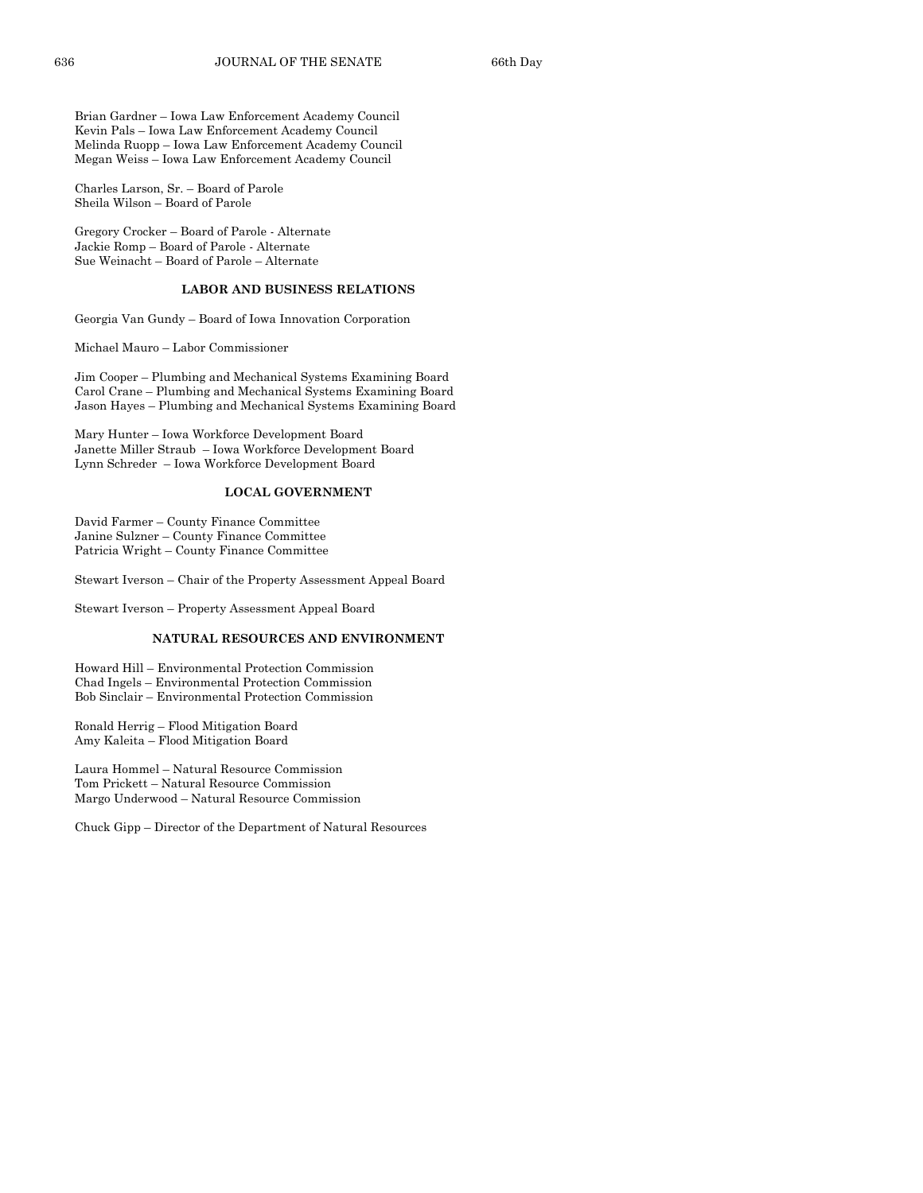Brian Gardner – Iowa Law Enforcement Academy Council
Kevin Pals – Iowa Law Enforcement Academy Council
Melinda Ruopp – Iowa Law Enforcement Academy Council
Megan Weiss – Iowa Law Enforcement Academy Council

Charles Larson, Sr. – Board of Parole
Sheila Wilson – Board of Parole

Gregory Crocker – Board of Parole - Alternate
Jackie Romp – Board of Parole - Alternate
Sue Weinacht – Board of Parole – Alternate

**LABOR AND BUSINESS RELATIONS**

Georgia Van Gundy – Board of Iowa Innovation Corporation

Michael Mauro – Labor Commissioner

Jim Cooper – Plumbing and Mechanical Systems Examining Board
Carol Crane – Plumbing and Mechanical Systems Examining Board
Jason Hayes – Plumbing and Mechanical Systems Examining Board

Mary Hunter – Iowa Workforce Development Board
Janette Miller Straub – Iowa Workforce Development Board
Lynn Schreder – Iowa Workforce Development Board

**LOCAL GOVERNMENT**

David Farmer – County Finance Committee
Janine Sulzner – County Finance Committee
Patricia Wright – County Finance Committee

Stewart Iverson – Chair of the Property Assessment Appeal Board

Stewart Iverson – Property Assessment Appeal Board

**NATURAL RESOURCES AND ENVIRONMENT**

Howard Hill – Environmental Protection Commission
Chad Ingels – Environmental Protection Commission
Bob Sinclair – Environmental Protection Commission

Ronald Herrig – Flood Mitigation Board
Amy Kaleita – Flood Mitigation Board

Laura Hommel – Natural Resource Commission
Tom Prickett – Natural Resource Commission
Margo Underwood – Natural Resource Commission

Chuck Gipp – Director of the Department of Natural Resources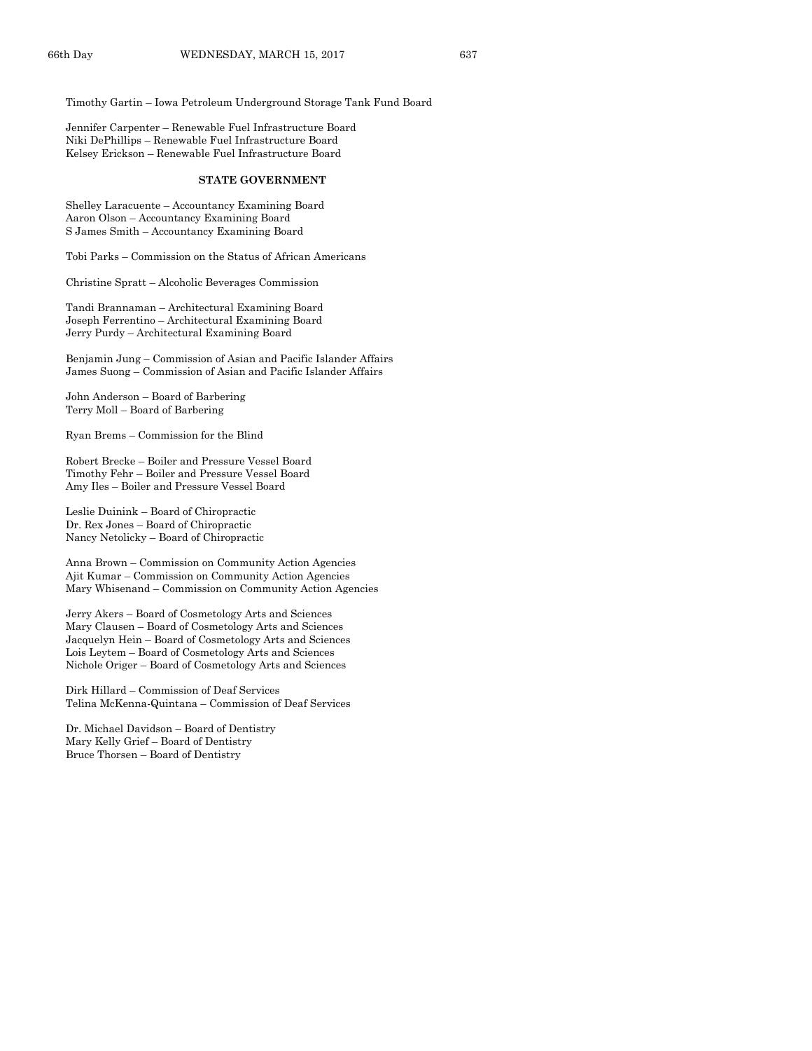Timothy Gartin – Iowa Petroleum Underground Storage Tank Fund Board

Jennifer Carpenter – Renewable Fuel Infrastructure Board
Niki DePhillips – Renewable Fuel Infrastructure Board
Kelsey Erickson – Renewable Fuel Infrastructure Board

**STATE GOVERNMENT**

Shelley Laracuente – Accountancy Examining Board
Aaron Olson – Accountancy Examining Board
S James Smith – Accountancy Examining Board

Tobi Parks – Commission on the Status of African Americans

Christine Spratt – Alcoholic Beverages Commission

Tandi Brannaman – Architectural Examining Board
Joseph Ferrentino – Architectural Examining Board
Jerry Purdy – Architectural Examining Board

Benjamin Jung – Commission of Asian and Pacific Islander Affairs
James Suong – Commission of Asian and Pacific Islander Affairs

John Anderson – Board of Barbering
Terry Moll – Board of Barbering

Ryan Brems – Commission for the Blind

Robert Brecke – Boiler and Pressure Vessel Board
Timothy Fehr – Boiler and Pressure Vessel Board
Amy Iles – Boiler and Pressure Vessel Board

Leslie Duinink – Board of Chiropractic
Dr. Rex Jones – Board of Chiropractic
Nancy Netolicky – Board of Chiropractic

Anna Brown – Commission on Community Action Agencies
Ajit Kumar – Commission on Community Action Agencies
Mary Whisenand – Commission on Community Action Agencies

Jerry Akers – Board of Cosmetology Arts and Sciences
Mary Clausen – Board of Cosmetology Arts and Sciences
Jacquelyn Hein – Board of Cosmetology Arts and Sciences
Lois Leytem – Board of Cosmetology Arts and Sciences
Nichole Origer – Board of Cosmetology Arts and Sciences

Dirk Hillard – Commission of Deaf Services
Telina McKenna-Quintana – Commission of Deaf Services

Dr. Michael Davidson – Board of Dentistry
Mary Kelly Grief – Board of Dentistry
Bruce Thorsen – Board of Dentistry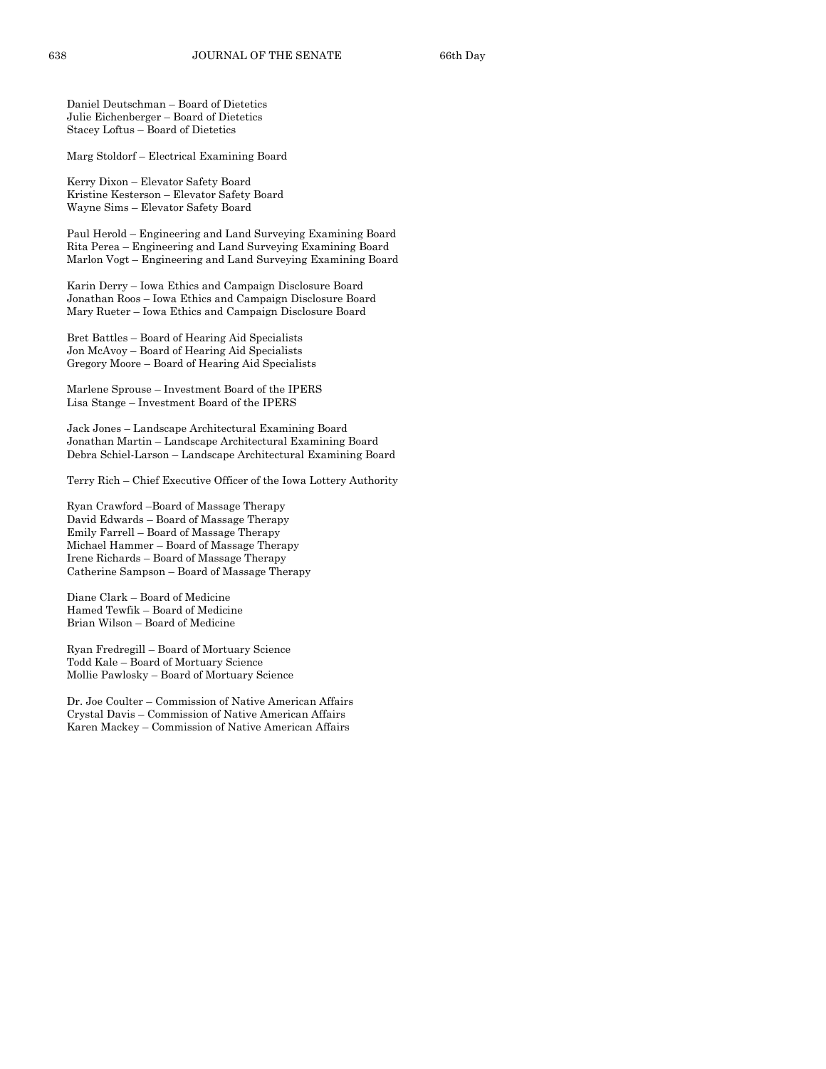Daniel Deutschman – Board of Dietetics
Julie Eichenberger – Board of Dietetics
Stacey Loftus – Board of Dietetics

Marg Stoldorf – Electrical Examining Board

Kerry Dixon – Elevator Safety Board
Kristine Kesterson – Elevator Safety Board
Wayne Sims – Elevator Safety Board

Paul Herold – Engineering and Land Surveying Examining Board
Rita Perea – Engineering and Land Surveying Examining Board
Marlon Vogt – Engineering and Land Surveying Examining Board

Karin Derry – Iowa Ethics and Campaign Disclosure Board
Jonathan Roos – Iowa Ethics and Campaign Disclosure Board
Mary Rueter – Iowa Ethics and Campaign Disclosure Board

Bret Battles – Board of Hearing Aid Specialists
Jon McAvoy – Board of Hearing Aid Specialists
Gregory Moore – Board of Hearing Aid Specialists

Marlene Sprouse – Investment Board of the IPERS
Lisa Stange – Investment Board of the IPERS

Jack Jones – Landscape Architectural Examining Board
Jonathan Martin – Landscape Architectural Examining Board
Debra Schiel-Larson – Landscape Architectural Examining Board

Terry Rich – Chief Executive Officer of the Iowa Lottery Authority

Ryan Crawford –Board of Massage Therapy
David Edwards – Board of Massage Therapy
Emily Farrell – Board of Massage Therapy
Michael Hammer – Board of Massage Therapy
Irene Richards – Board of Massage Therapy
Catherine Sampson – Board of Massage Therapy

Diane Clark – Board of Medicine
Hamed Tewfik – Board of Medicine
Brian Wilson – Board of Medicine

Ryan Fredregill – Board of Mortuary Science
Todd Kale – Board of Mortuary Science
Mollie Pawlosky – Board of Mortuary Science

Dr. Joe Coulter – Commission of Native American Affairs
Crystal Davis – Commission of Native American Affairs
Karen Mackey – Commission of Native American Affairs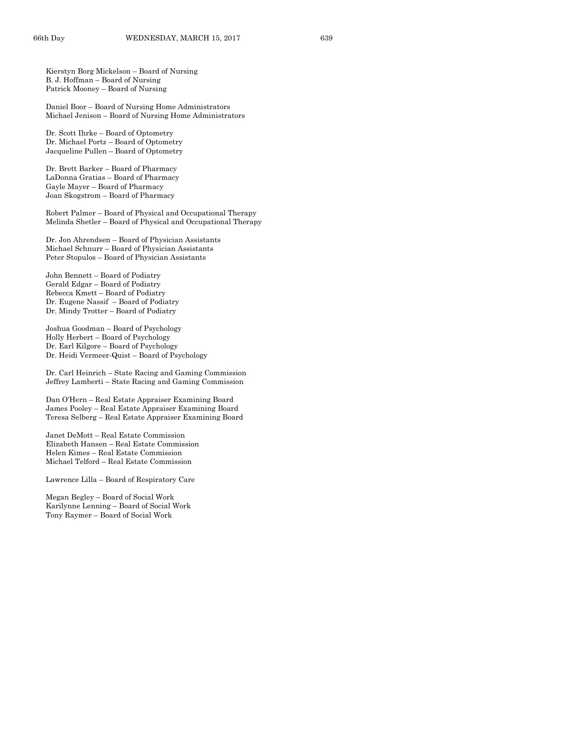Kierstyn Borg Mickelson – Board of Nursing
B. J. Hoffman – Board of Nursing
Patrick Mooney – Board of Nursing

Daniel Boor – Board of Nursing Home Administrators
Michael Jenison – Board of Nursing Home Administrators

Dr. Scott Ihrke – Board of Optometry
Dr. Michael Portz – Board of Optometry
Jacqueline Pullen – Board of Optometry

Dr. Brett Barker – Board of Pharmacy
LaDonna Gratias – Board of Pharmacy
Gayle Mayer – Board of Pharmacy
Joan Skogstrom – Board of Pharmacy

Robert Palmer – Board of Physical and Occupational Therapy
Melinda Shetler – Board of Physical and Occupational Therapy

Dr. Jon Ahrendsen – Board of Physician Assistants
Michael Schnurr – Board of Physician Assistants
Peter Stopulos – Board of Physician Assistants

John Bennett – Board of Podiatry
Gerald Edgar – Board of Podiatry
Rebecca Kmett – Board of Podiatry
Dr. Eugene Nassif – Board of Podiatry
Dr. Mindy Trotter – Board of Podiatry

Joshua Goodman – Board of Psychology
Holly Herbert – Board of Psychology
Dr. Earl Kilgore – Board of Psychology
Dr. Heidi Vermeer-Quist – Board of Psychology

Dr. Carl Heinrich – State Racing and Gaming Commission
Jeffrey Lamberti – State Racing and Gaming Commission

Dan O'Hern – Real Estate Appraiser Examining Board
James Pooley – Real Estate Appraiser Examining Board
Teresa Selberg – Real Estate Appraiser Examining Board

Janet DeMott – Real Estate Commission
Elizabeth Hansen – Real Estate Commission
Helen Kimes – Real Estate Commission
Michael Telford – Real Estate Commission

Lawrence Lilla – Board of Respiratory Care

Megan Begley – Board of Social Work
Karilynne Lenning – Board of Social Work
Tony Raymer – Board of Social Work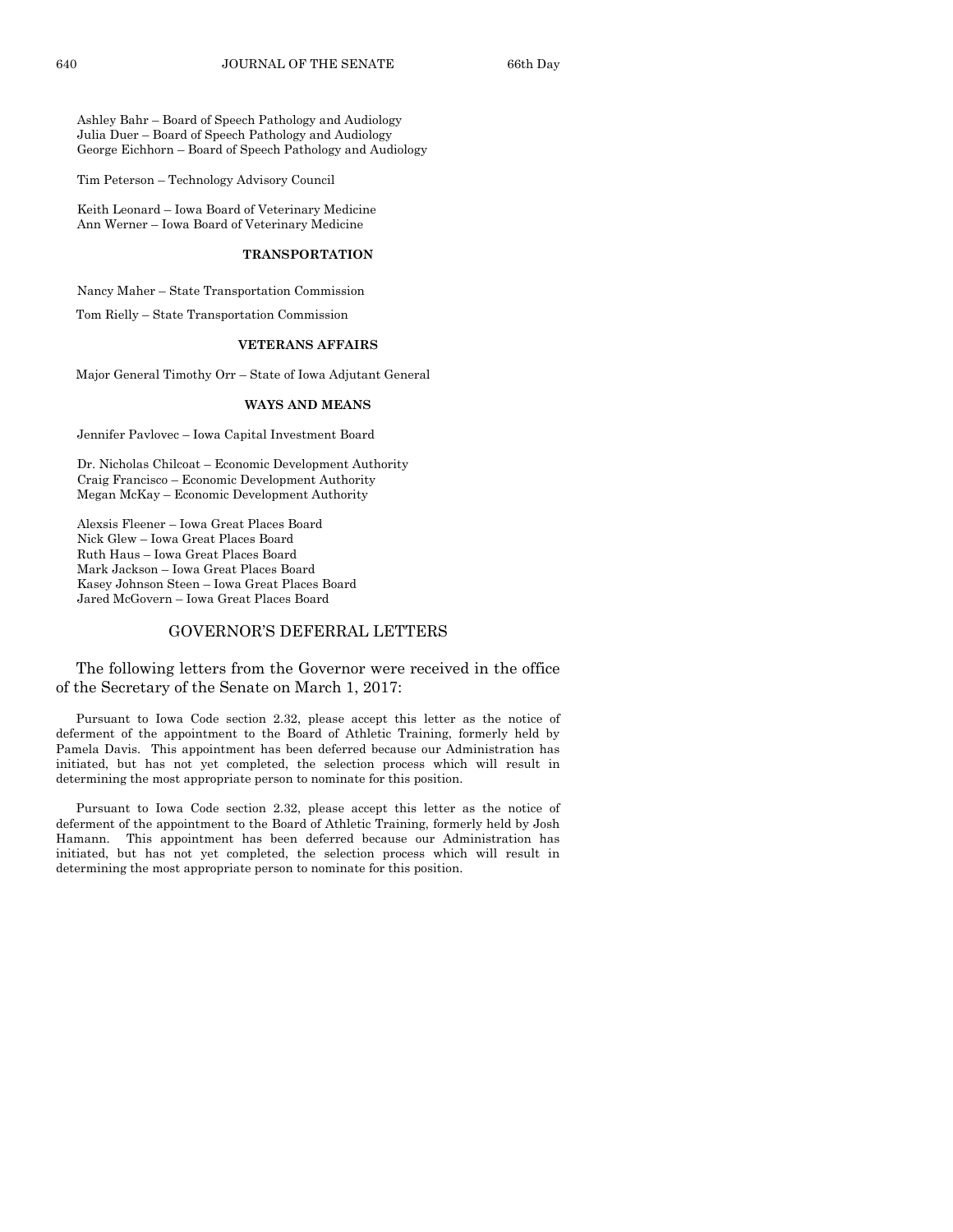Ashley Bahr – Board of Speech Pathology and Audiology
Julia Duer – Board of Speech Pathology and Audiology
George Eichhorn – Board of Speech Pathology and Audiology

Tim Peterson – Technology Advisory Council

Keith Leonard – Iowa Board of Veterinary Medicine
Ann Werner – Iowa Board of Veterinary Medicine

**TRANSPORTATION**

Nancy Maher – State Transportation Commission

Tom Rielly – State Transportation Commission

**VETERANS AFFAIRS**

Major General Timothy Orr – State of Iowa Adjutant General

**WAYS AND MEANS**

Jennifer Pavlovec – Iowa Capital Investment Board

Dr. Nicholas Chilcoat – Economic Development Authority
Craig Francisco – Economic Development Authority
Megan McKay – Economic Development Authority

Alexsis Fleener – Iowa Great Places Board
Nick Glew – Iowa Great Places Board
Ruth Haus – Iowa Great Places Board
Mark Jackson – Iowa Great Places Board
Kasey Johnson Steen – Iowa Great Places Board
Jared McGovern – Iowa Great Places Board

## GOVERNOR'S DEFERRAL LETTERS

The following letters from the Governor were received in the office of the Secretary of the Senate on March 1, 2017:

Pursuant to Iowa Code section 2.32, please accept this letter as the notice of deferment of the appointment to the Board of Athletic Training, formerly held by Pamela Davis. This appointment has been deferred because our Administration has initiated, but has not yet completed, the selection process which will result in determining the most appropriate person to nominate for this position.

Pursuant to Iowa Code section 2.32, please accept this letter as the notice of deferment of the appointment to the Board of Athletic Training, formerly held by Josh Hamann. This appointment has been deferred because our Administration has initiated, but has not yet completed, the selection process which will result in determining the most appropriate person to nominate for this position.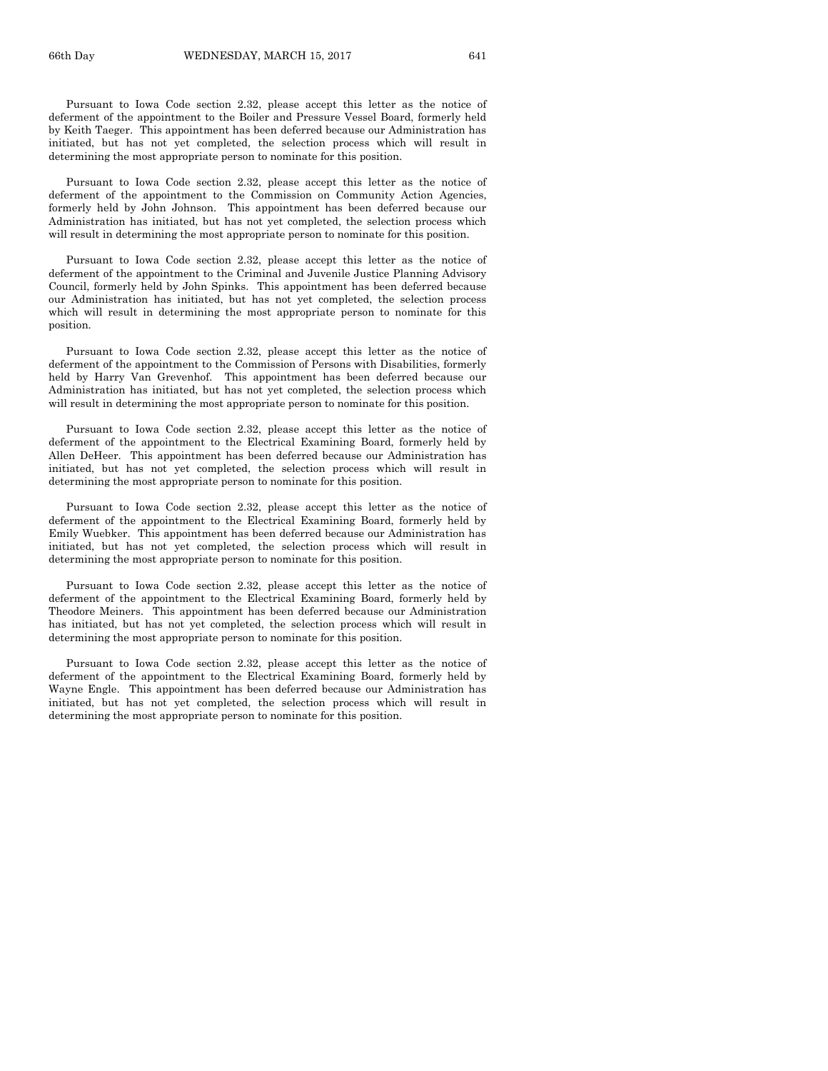Pursuant to Iowa Code section 2.32, please accept this letter as the notice of deferment of the appointment to the Boiler and Pressure Vessel Board, formerly held by Keith Taeger. This appointment has been deferred because our Administration has initiated, but has not yet completed, the selection process which will result in determining the most appropriate person to nominate for this position.

Pursuant to Iowa Code section 2.32, please accept this letter as the notice of deferment of the appointment to the Commission on Community Action Agencies, formerly held by John Johnson. This appointment has been deferred because our Administration has initiated, but has not yet completed, the selection process which will result in determining the most appropriate person to nominate for this position.

Pursuant to Iowa Code section 2.32, please accept this letter as the notice of deferment of the appointment to the Criminal and Juvenile Justice Planning Advisory Council, formerly held by John Spinks. This appointment has been deferred because our Administration has initiated, but has not yet completed, the selection process which will result in determining the most appropriate person to nominate for this position.

Pursuant to Iowa Code section 2.32, please accept this letter as the notice of deferment of the appointment to the Commission of Persons with Disabilities, formerly held by Harry Van Grevenhof. This appointment has been deferred because our Administration has initiated, but has not yet completed, the selection process which will result in determining the most appropriate person to nominate for this position.

Pursuant to Iowa Code section 2.32, please accept this letter as the notice of deferment of the appointment to the Electrical Examining Board, formerly held by Allen DeHeer. This appointment has been deferred because our Administration has initiated, but has not yet completed, the selection process which will result in determining the most appropriate person to nominate for this position.

Pursuant to Iowa Code section 2.32, please accept this letter as the notice of deferment of the appointment to the Electrical Examining Board, formerly held by Emily Wuebker. This appointment has been deferred because our Administration has initiated, but has not yet completed, the selection process which will result in determining the most appropriate person to nominate for this position.

Pursuant to Iowa Code section 2.32, please accept this letter as the notice of deferment of the appointment to the Electrical Examining Board, formerly held by Theodore Meiners. This appointment has been deferred because our Administration has initiated, but has not yet completed, the selection process which will result in determining the most appropriate person to nominate for this position.

Pursuant to Iowa Code section 2.32, please accept this letter as the notice of deferment of the appointment to the Electrical Examining Board, formerly held by Wayne Engle. This appointment has been deferred because our Administration has initiated, but has not yet completed, the selection process which will result in determining the most appropriate person to nominate for this position.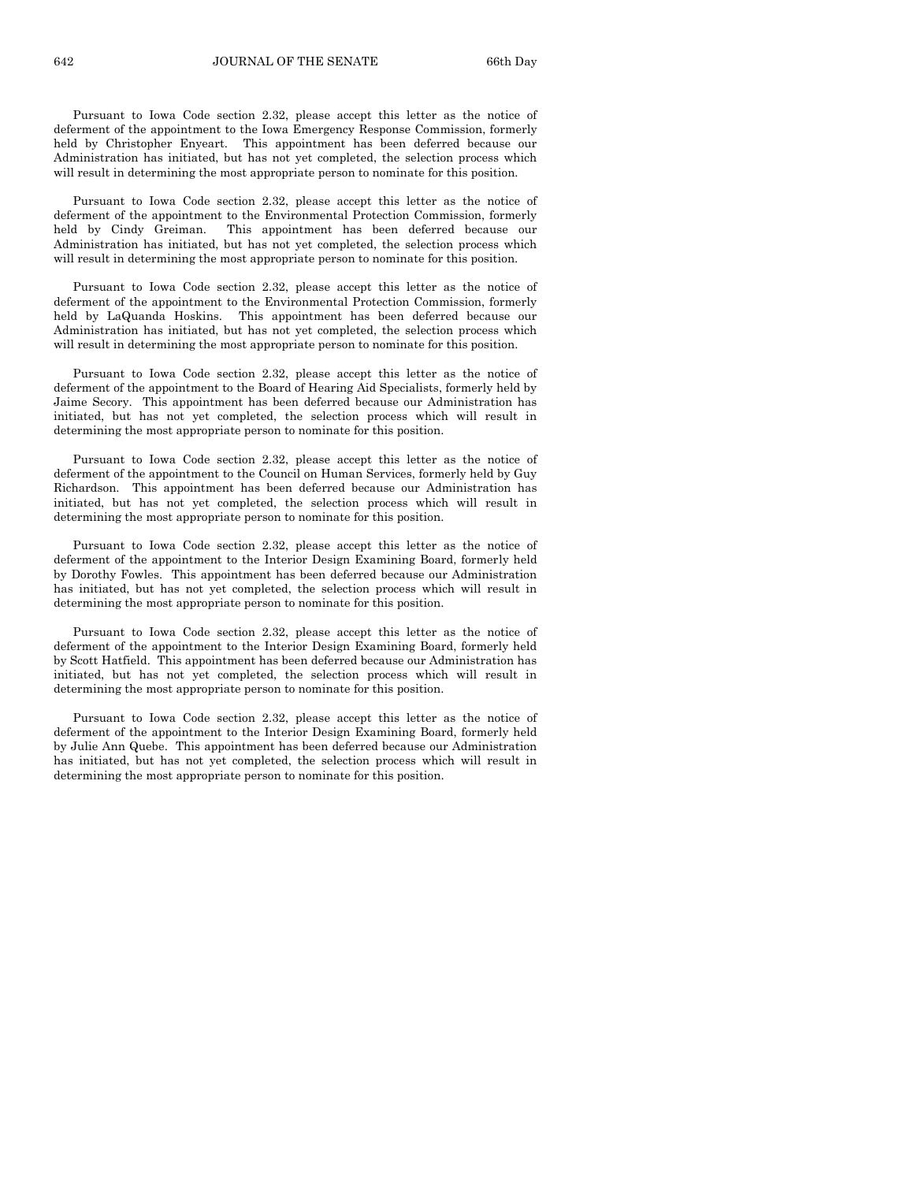Pursuant to Iowa Code section 2.32, please accept this letter as the notice of deferment of the appointment to the Iowa Emergency Response Commission, formerly held by Christopher Enyeart. This appointment has been deferred because our Administration has initiated, but has not yet completed, the selection process which will result in determining the most appropriate person to nominate for this position.

Pursuant to Iowa Code section 2.32, please accept this letter as the notice of deferment of the appointment to the Environmental Protection Commission, formerly held by Cindy Greiman. This appointment has been deferred because our Administration has initiated, but has not yet completed, the selection process which will result in determining the most appropriate person to nominate for this position.

Pursuant to Iowa Code section 2.32, please accept this letter as the notice of deferment of the appointment to the Environmental Protection Commission, formerly held by LaQuanda Hoskins. This appointment has been deferred because our Administration has initiated, but has not yet completed, the selection process which will result in determining the most appropriate person to nominate for this position.

Pursuant to Iowa Code section 2.32, please accept this letter as the notice of deferment of the appointment to the Board of Hearing Aid Specialists, formerly held by Jaime Secory. This appointment has been deferred because our Administration has initiated, but has not yet completed, the selection process which will result in determining the most appropriate person to nominate for this position.

Pursuant to Iowa Code section 2.32, please accept this letter as the notice of deferment of the appointment to the Council on Human Services, formerly held by Guy Richardson. This appointment has been deferred because our Administration has initiated, but has not yet completed, the selection process which will result in determining the most appropriate person to nominate for this position.

Pursuant to Iowa Code section 2.32, please accept this letter as the notice of deferment of the appointment to the Interior Design Examining Board, formerly held by Dorothy Fowles. This appointment has been deferred because our Administration has initiated, but has not yet completed, the selection process which will result in determining the most appropriate person to nominate for this position.

Pursuant to Iowa Code section 2.32, please accept this letter as the notice of deferment of the appointment to the Interior Design Examining Board, formerly held by Scott Hatfield. This appointment has been deferred because our Administration has initiated, but has not yet completed, the selection process which will result in determining the most appropriate person to nominate for this position.

Pursuant to Iowa Code section 2.32, please accept this letter as the notice of deferment of the appointment to the Interior Design Examining Board, formerly held by Julie Ann Quebe. This appointment has been deferred because our Administration has initiated, but has not yet completed, the selection process which will result in determining the most appropriate person to nominate for this position.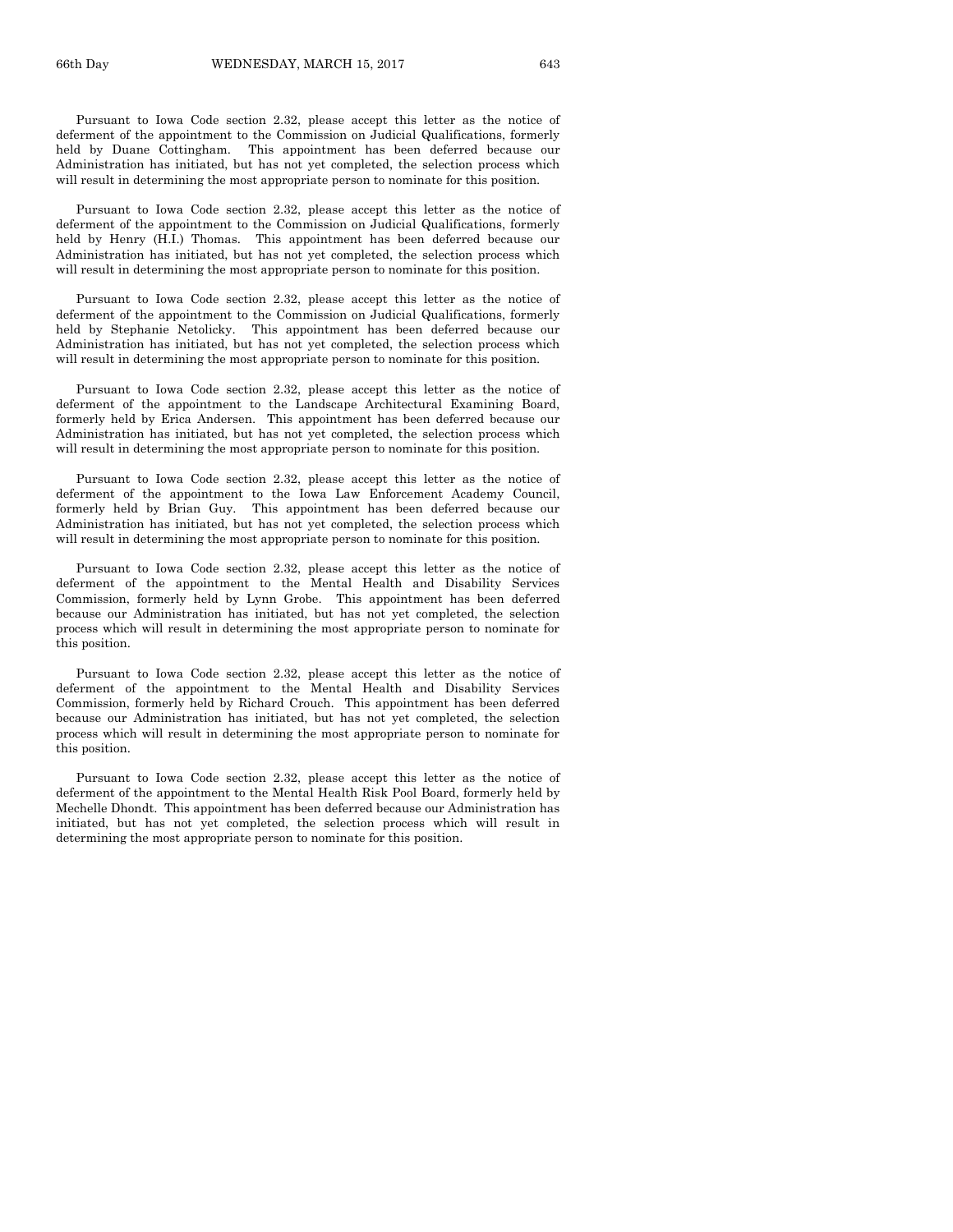Pursuant to Iowa Code section 2.32, please accept this letter as the notice of deferment of the appointment to the Commission on Judicial Qualifications, formerly held by Duane Cottingham. This appointment has been deferred because our Administration has initiated, but has not yet completed, the selection process which will result in determining the most appropriate person to nominate for this position.

Pursuant to Iowa Code section 2.32, please accept this letter as the notice of deferment of the appointment to the Commission on Judicial Qualifications, formerly held by Henry (H.I.) Thomas. This appointment has been deferred because our Administration has initiated, but has not yet completed, the selection process which will result in determining the most appropriate person to nominate for this position.

Pursuant to Iowa Code section 2.32, please accept this letter as the notice of deferment of the appointment to the Commission on Judicial Qualifications, formerly held by Stephanie Netolicky. This appointment has been deferred because our Administration has initiated, but has not yet completed, the selection process which will result in determining the most appropriate person to nominate for this position.

Pursuant to Iowa Code section 2.32, please accept this letter as the notice of deferment of the appointment to the Landscape Architectural Examining Board, formerly held by Erica Andersen. This appointment has been deferred because our Administration has initiated, but has not yet completed, the selection process which will result in determining the most appropriate person to nominate for this position.

Pursuant to Iowa Code section 2.32, please accept this letter as the notice of deferment of the appointment to the Iowa Law Enforcement Academy Council, formerly held by Brian Guy. This appointment has been deferred because our Administration has initiated, but has not yet completed, the selection process which will result in determining the most appropriate person to nominate for this position.

Pursuant to Iowa Code section 2.32, please accept this letter as the notice of deferment of the appointment to the Mental Health and Disability Services Commission, formerly held by Lynn Grobe. This appointment has been deferred because our Administration has initiated, but has not yet completed, the selection process which will result in determining the most appropriate person to nominate for this position.

Pursuant to Iowa Code section 2.32, please accept this letter as the notice of deferment of the appointment to the Mental Health and Disability Services Commission, formerly held by Richard Crouch. This appointment has been deferred because our Administration has initiated, but has not yet completed, the selection process which will result in determining the most appropriate person to nominate for this position.

Pursuant to Iowa Code section 2.32, please accept this letter as the notice of deferment of the appointment to the Mental Health Risk Pool Board, formerly held by Mechelle Dhondt. This appointment has been deferred because our Administration has initiated, but has not yet completed, the selection process which will result in determining the most appropriate person to nominate for this position.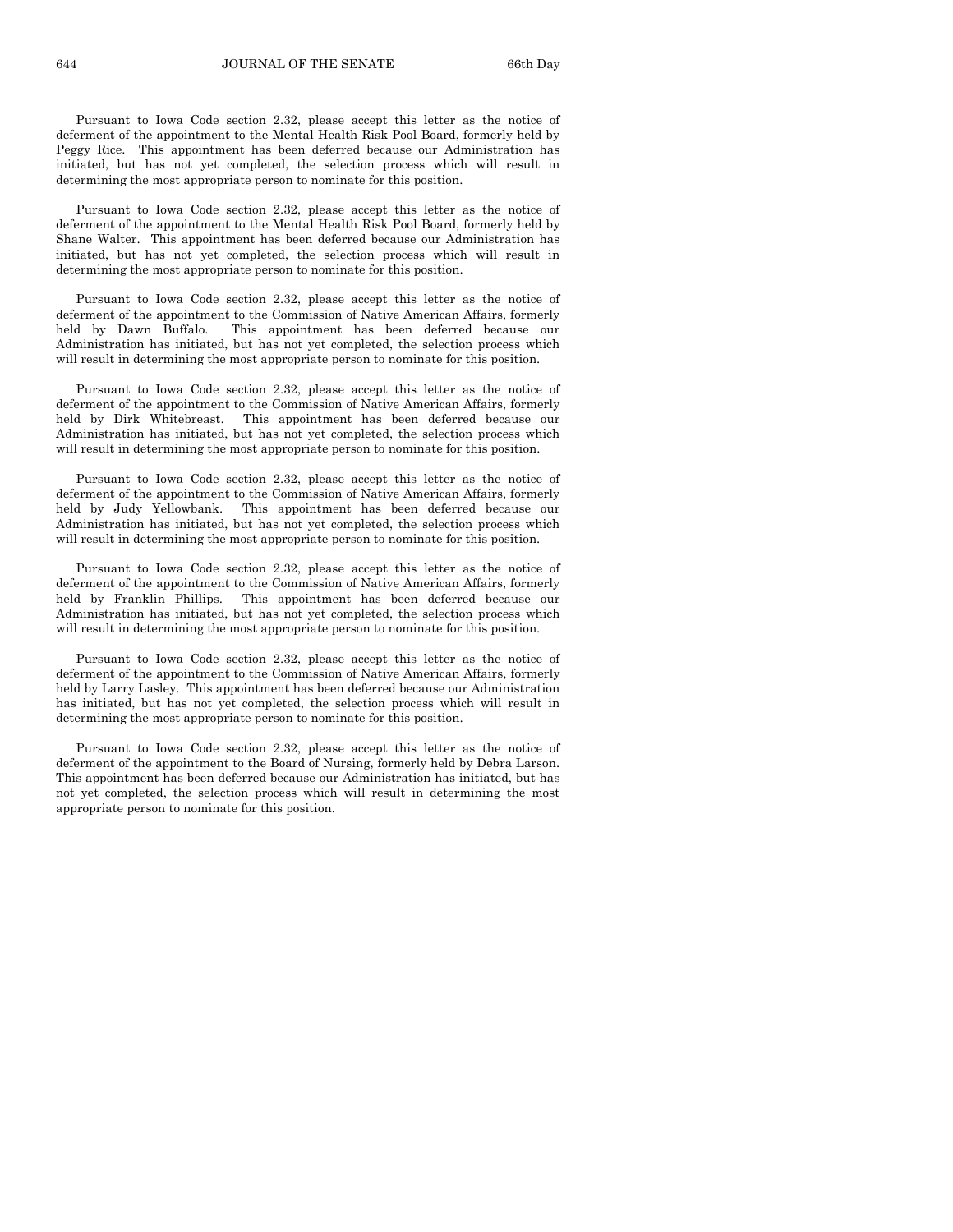Pursuant to Iowa Code section 2.32, please accept this letter as the notice of deferment of the appointment to the Mental Health Risk Pool Board, formerly held by Peggy Rice. This appointment has been deferred because our Administration has initiated, but has not yet completed, the selection process which will result in determining the most appropriate person to nominate for this position.

Pursuant to Iowa Code section 2.32, please accept this letter as the notice of deferment of the appointment to the Mental Health Risk Pool Board, formerly held by Shane Walter. This appointment has been deferred because our Administration has initiated, but has not yet completed, the selection process which will result in determining the most appropriate person to nominate for this position.

Pursuant to Iowa Code section 2.32, please accept this letter as the notice of deferment of the appointment to the Commission of Native American Affairs, formerly held by Dawn Buffalo. This appointment has been deferred because our Administration has initiated, but has not yet completed, the selection process which will result in determining the most appropriate person to nominate for this position.

Pursuant to Iowa Code section 2.32, please accept this letter as the notice of deferment of the appointment to the Commission of Native American Affairs, formerly held by Dirk Whitebreast. This appointment has been deferred because our Administration has initiated, but has not yet completed, the selection process which will result in determining the most appropriate person to nominate for this position.

Pursuant to Iowa Code section 2.32, please accept this letter as the notice of deferment of the appointment to the Commission of Native American Affairs, formerly held by Judy Yellowbank. This appointment has been deferred because our Administration has initiated, but has not yet completed, the selection process which will result in determining the most appropriate person to nominate for this position.

Pursuant to Iowa Code section 2.32, please accept this letter as the notice of deferment of the appointment to the Commission of Native American Affairs, formerly held by Franklin Phillips. This appointment has been deferred because our Administration has initiated, but has not yet completed, the selection process which will result in determining the most appropriate person to nominate for this position.

Pursuant to Iowa Code section 2.32, please accept this letter as the notice of deferment of the appointment to the Commission of Native American Affairs, formerly held by Larry Lasley. This appointment has been deferred because our Administration has initiated, but has not yet completed, the selection process which will result in determining the most appropriate person to nominate for this position.

Pursuant to Iowa Code section 2.32, please accept this letter as the notice of deferment of the appointment to the Board of Nursing, formerly held by Debra Larson. This appointment has been deferred because our Administration has initiated, but has not yet completed, the selection process which will result in determining the most appropriate person to nominate for this position.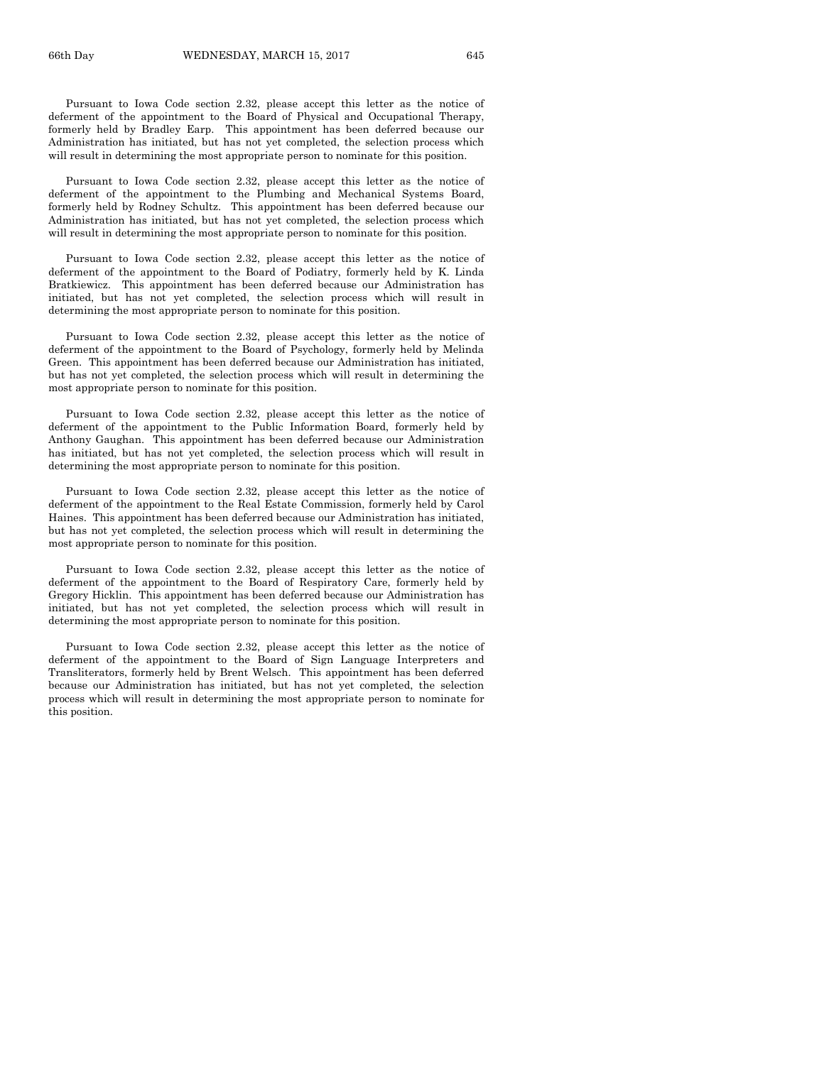Pursuant to Iowa Code section 2.32, please accept this letter as the notice of deferment of the appointment to the Board of Physical and Occupational Therapy, formerly held by Bradley Earp. This appointment has been deferred because our Administration has initiated, but has not yet completed, the selection process which will result in determining the most appropriate person to nominate for this position.

Pursuant to Iowa Code section 2.32, please accept this letter as the notice of deferment of the appointment to the Plumbing and Mechanical Systems Board, formerly held by Rodney Schultz. This appointment has been deferred because our Administration has initiated, but has not yet completed, the selection process which will result in determining the most appropriate person to nominate for this position.

Pursuant to Iowa Code section 2.32, please accept this letter as the notice of deferment of the appointment to the Board of Podiatry, formerly held by K. Linda Bratkiewicz. This appointment has been deferred because our Administration has initiated, but has not yet completed, the selection process which will result in determining the most appropriate person to nominate for this position.

Pursuant to Iowa Code section 2.32, please accept this letter as the notice of deferment of the appointment to the Board of Psychology, formerly held by Melinda Green. This appointment has been deferred because our Administration has initiated, but has not yet completed, the selection process which will result in determining the most appropriate person to nominate for this position.

Pursuant to Iowa Code section 2.32, please accept this letter as the notice of deferment of the appointment to the Public Information Board, formerly held by Anthony Gaughan. This appointment has been deferred because our Administration has initiated, but has not yet completed, the selection process which will result in determining the most appropriate person to nominate for this position.

Pursuant to Iowa Code section 2.32, please accept this letter as the notice of deferment of the appointment to the Real Estate Commission, formerly held by Carol Haines. This appointment has been deferred because our Administration has initiated, but has not yet completed, the selection process which will result in determining the most appropriate person to nominate for this position.

Pursuant to Iowa Code section 2.32, please accept this letter as the notice of deferment of the appointment to the Board of Respiratory Care, formerly held by Gregory Hicklin. This appointment has been deferred because our Administration has initiated, but has not yet completed, the selection process which will result in determining the most appropriate person to nominate for this position.

Pursuant to Iowa Code section 2.32, please accept this letter as the notice of deferment of the appointment to the Board of Sign Language Interpreters and Transliterators, formerly held by Brent Welsch. This appointment has been deferred because our Administration has initiated, but has not yet completed, the selection process which will result in determining the most appropriate person to nominate for this position.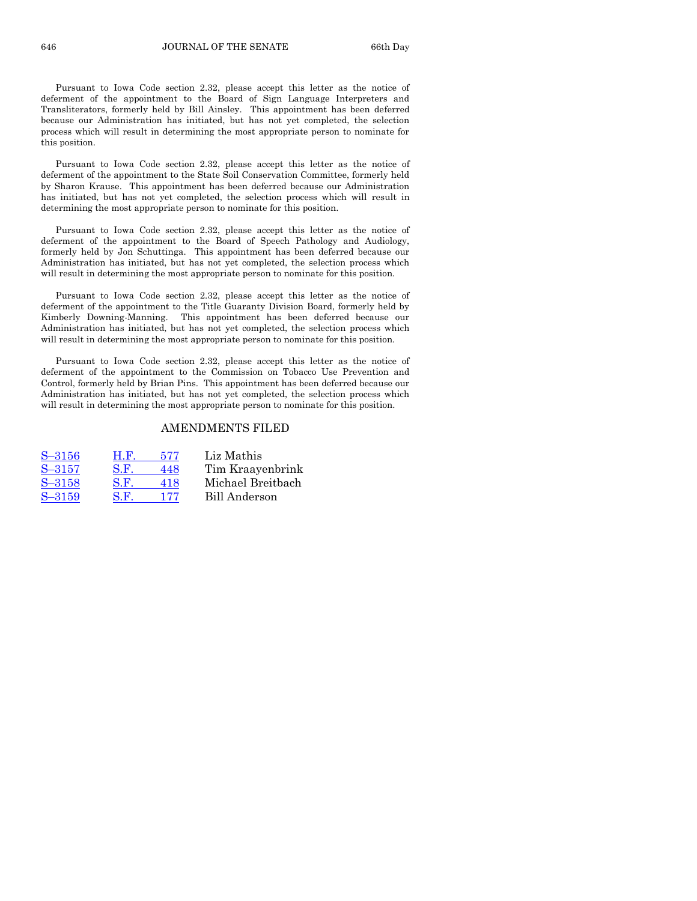Pursuant to Iowa Code section 2.32, please accept this letter as the notice of deferment of the appointment to the Board of Sign Language Interpreters and Transliterators, formerly held by Bill Ainsley. This appointment has been deferred because our Administration has initiated, but has not yet completed, the selection process which will result in determining the most appropriate person to nominate for this position.

Pursuant to Iowa Code section 2.32, please accept this letter as the notice of deferment of the appointment to the State Soil Conservation Committee, formerly held by Sharon Krause. This appointment has been deferred because our Administration has initiated, but has not yet completed, the selection process which will result in determining the most appropriate person to nominate for this position.

Pursuant to Iowa Code section 2.32, please accept this letter as the notice of deferment of the appointment to the Board of Speech Pathology and Audiology, formerly held by Jon Schuttinga. This appointment has been deferred because our Administration has initiated, but has not yet completed, the selection process which will result in determining the most appropriate person to nominate for this position.

Pursuant to Iowa Code section 2.32, please accept this letter as the notice of deferment of the appointment to the Title Guaranty Division Board, formerly held by Kimberly Downing-Manning. This appointment has been deferred because our Administration has initiated, but has not yet completed, the selection process which will result in determining the most appropriate person to nominate for this position.

Pursuant to Iowa Code section 2.32, please accept this letter as the notice of deferment of the appointment to the Commission on Tobacco Use Prevention and Control, formerly held by Brian Pins. This appointment has been deferred because our Administration has initiated, but has not yet completed, the selection process which will result in determining the most appropriate person to nominate for this position.

## AMENDMENTS FILED

| | | |
|---|---|---|
| S–3156 | H.F. 577 | Liz Mathis |
| S–3157 | S.F. 448 | Tim Kraayenbrink |
| S–3158 | S.F. 418 | Michael Breitbach |
| S–3159 | S.F. 177 | Bill Anderson |